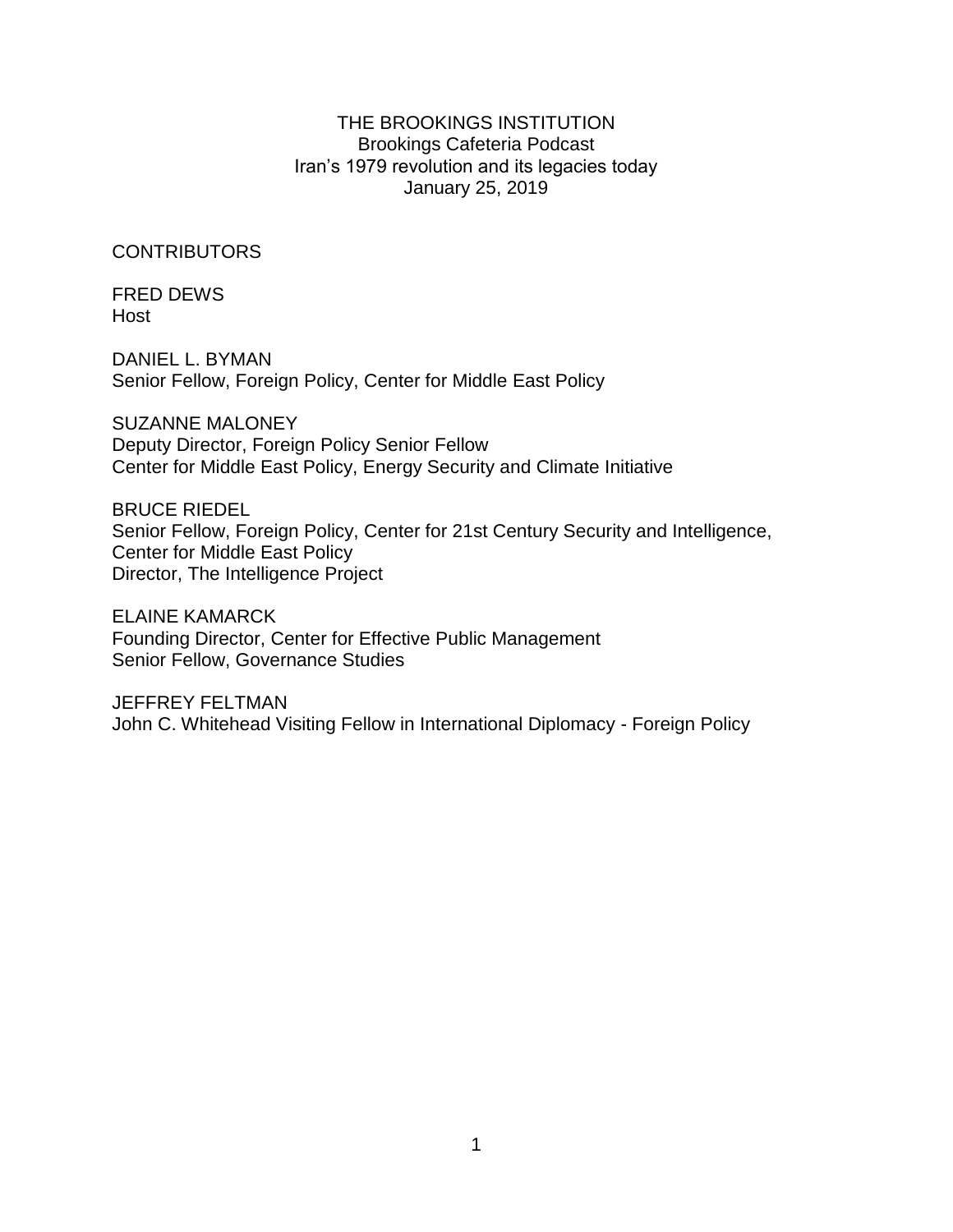THE BROOKINGS INSTITUTION
Brookings Cafeteria Podcast
Iran's 1979 revolution and its legacies today
January 25, 2019

CONTRIBUTORS

FRED DEWS
Host

DANIEL L. BYMAN
Senior Fellow, Foreign Policy, Center for Middle East Policy

SUZANNE MALONEY
Deputy Director, Foreign Policy Senior Fellow
Center for Middle East Policy, Energy Security and Climate Initiative

BRUCE RIEDEL
Senior Fellow, Foreign Policy, Center for 21st Century Security and Intelligence, Center for Middle East Policy
Director, The Intelligence Project

ELAINE KAMARCK
Founding Director, Center for Effective Public Management
Senior Fellow, Governance Studies

JEFFREY FELTMAN
John C. Whitehead Visiting Fellow in International Diplomacy - Foreign Policy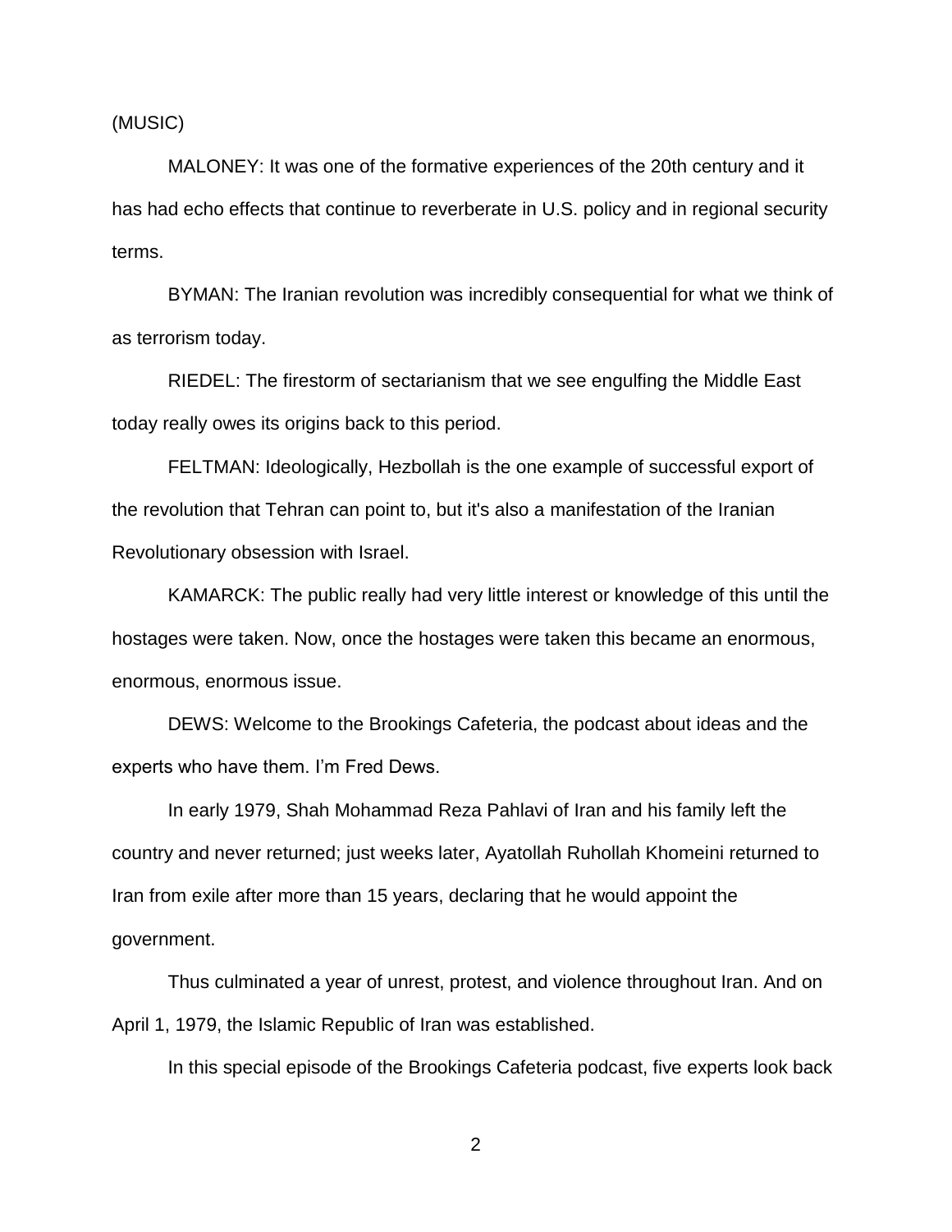(MUSIC)

MALONEY: It was one of the formative experiences of the 20th century and it has had echo effects that continue to reverberate in U.S. policy and in regional security terms.

BYMAN: The Iranian revolution was incredibly consequential for what we think of as terrorism today.

RIEDEL: The firestorm of sectarianism that we see engulfing the Middle East today really owes its origins back to this period.

FELTMAN: Ideologically, Hezbollah is the one example of successful export of the revolution that Tehran can point to, but it's also a manifestation of the Iranian Revolutionary obsession with Israel.

KAMARCK: The public really had very little interest or knowledge of this until the hostages were taken. Now, once the hostages were taken this became an enormous, enormous, enormous issue.

DEWS: Welcome to the Brookings Cafeteria, the podcast about ideas and the experts who have them. I'm Fred Dews.

In early 1979, Shah Mohammad Reza Pahlavi of Iran and his family left the country and never returned; just weeks later, Ayatollah Ruhollah Khomeini returned to Iran from exile after more than 15 years, declaring that he would appoint the government.

Thus culminated a year of unrest, protest, and violence throughout Iran. And on April 1, 1979, the Islamic Republic of Iran was established.

In this special episode of the Brookings Cafeteria podcast, five experts look back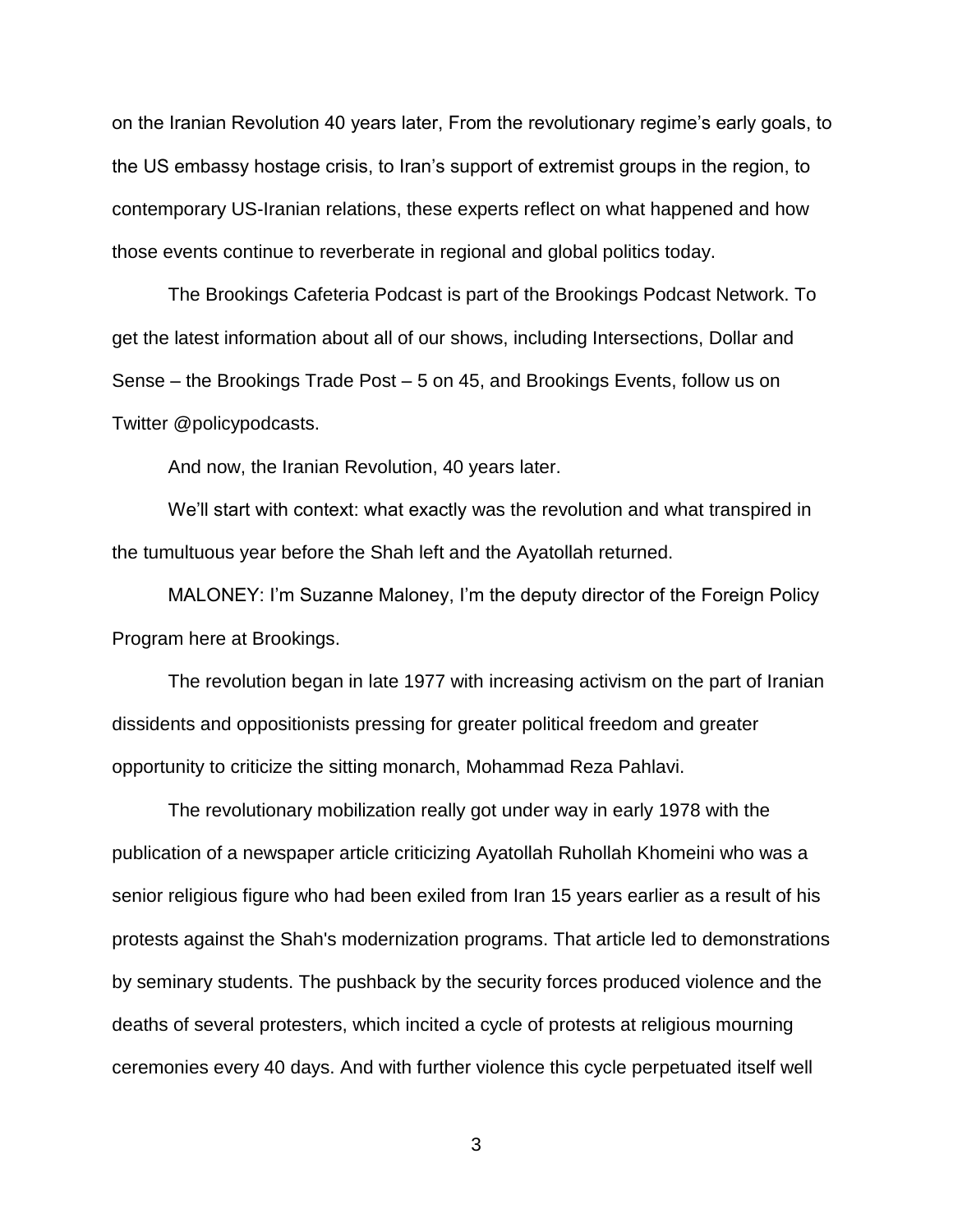on the Iranian Revolution 40 years later, From the revolutionary regime's early goals, to the US embassy hostage crisis, to Iran's support of extremist groups in the region, to contemporary US-Iranian relations, these experts reflect on what happened and how those events continue to reverberate in regional and global politics today.

The Brookings Cafeteria Podcast is part of the Brookings Podcast Network. To get the latest information about all of our shows, including Intersections, Dollar and Sense – the Brookings Trade Post – 5 on 45, and Brookings Events, follow us on Twitter @policypodcasts.

And now, the Iranian Revolution, 40 years later.

We'll start with context: what exactly was the revolution and what transpired in the tumultuous year before the Shah left and the Ayatollah returned.

MALONEY: I'm Suzanne Maloney, I'm the deputy director of the Foreign Policy Program here at Brookings.

The revolution began in late 1977 with increasing activism on the part of Iranian dissidents and oppositionists pressing for greater political freedom and greater opportunity to criticize the sitting monarch, Mohammad Reza Pahlavi.

The revolutionary mobilization really got under way in early 1978 with the publication of a newspaper article criticizing Ayatollah Ruhollah Khomeini who was a senior religious figure who had been exiled from Iran 15 years earlier as a result of his protests against the Shah's modernization programs. That article led to demonstrations by seminary students. The pushback by the security forces produced violence and the deaths of several protesters, which incited a cycle of protests at religious mourning ceremonies every 40 days. And with further violence this cycle perpetuated itself well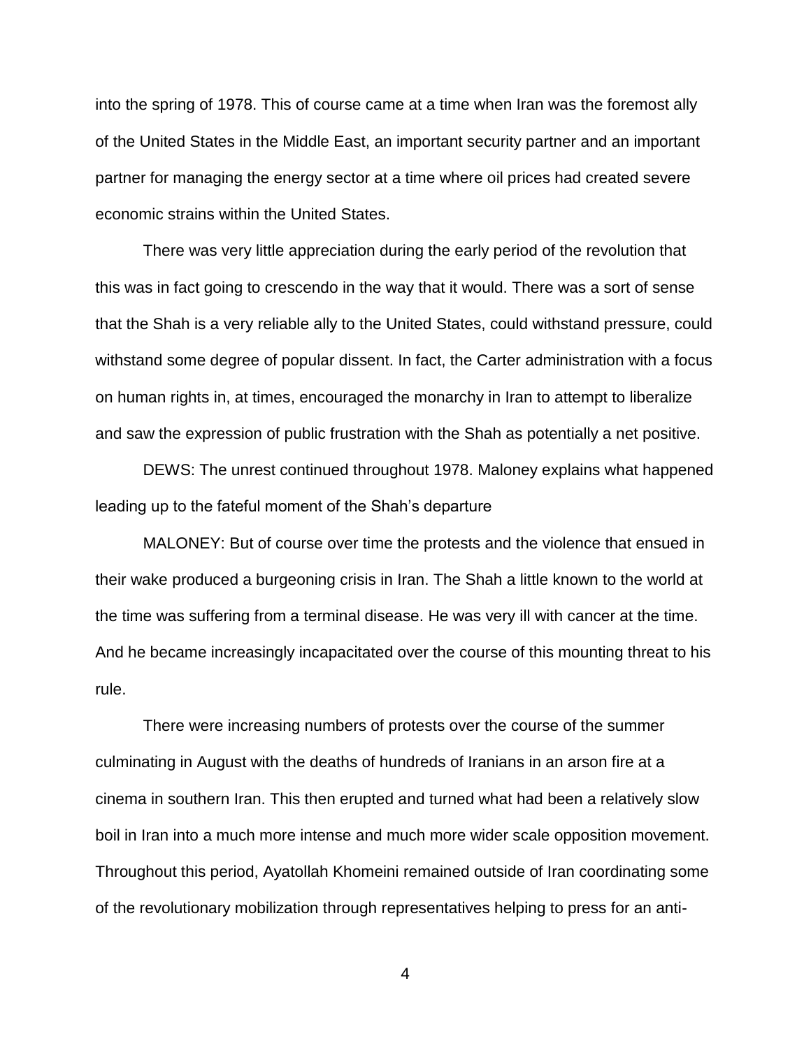into the spring of 1978. This of course came at a time when Iran was the foremost ally of the United States in the Middle East, an important security partner and an important partner for managing the energy sector at a time where oil prices had created severe economic strains within the United States.

There was very little appreciation during the early period of the revolution that this was in fact going to crescendo in the way that it would. There was a sort of sense that the Shah is a very reliable ally to the United States, could withstand pressure, could withstand some degree of popular dissent. In fact, the Carter administration with a focus on human rights in, at times, encouraged the monarchy in Iran to attempt to liberalize and saw the expression of public frustration with the Shah as potentially a net positive.

DEWS: The unrest continued throughout 1978. Maloney explains what happened leading up to the fateful moment of the Shah's departure

MALONEY: But of course over time the protests and the violence that ensued in their wake produced a burgeoning crisis in Iran. The Shah a little known to the world at the time was suffering from a terminal disease. He was very ill with cancer at the time. And he became increasingly incapacitated over the course of this mounting threat to his rule.

There were increasing numbers of protests over the course of the summer culminating in August with the deaths of hundreds of Iranians in an arson fire at a cinema in southern Iran. This then erupted and turned what had been a relatively slow boil in Iran into a much more intense and much more wider scale opposition movement. Throughout this period, Ayatollah Khomeini remained outside of Iran coordinating some of the revolutionary mobilization through representatives helping to press for an anti-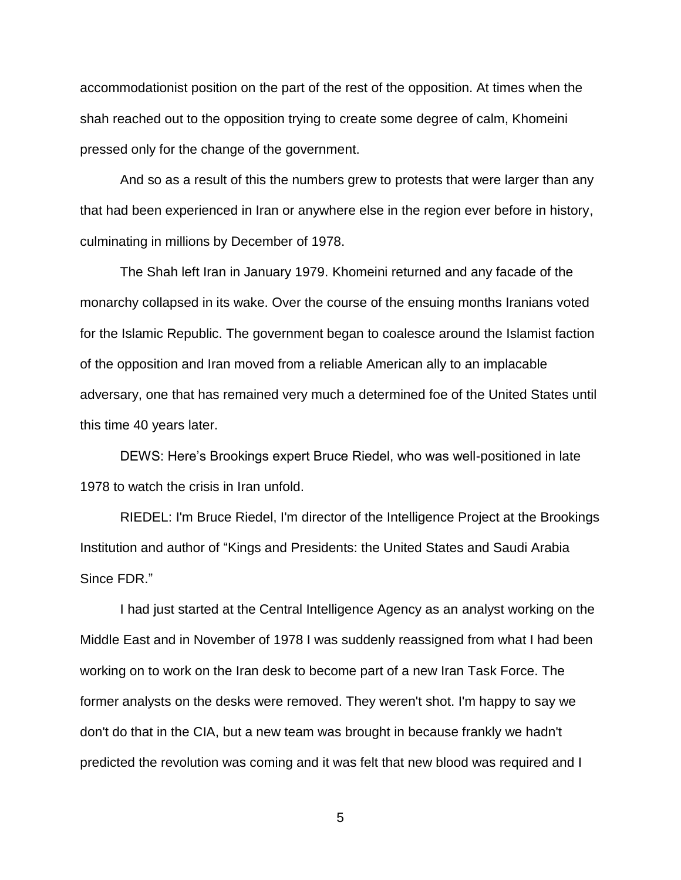accommodationist position on the part of the rest of the opposition. At times when the shah reached out to the opposition trying to create some degree of calm, Khomeini pressed only for the change of the government.

And so as a result of this the numbers grew to protests that were larger than any that had been experienced in Iran or anywhere else in the region ever before in history, culminating in millions by December of 1978.

The Shah left Iran in January 1979. Khomeini returned and any facade of the monarchy collapsed in its wake. Over the course of the ensuing months Iranians voted for the Islamic Republic. The government began to coalesce around the Islamist faction of the opposition and Iran moved from a reliable American ally to an implacable adversary, one that has remained very much a determined foe of the United States until this time 40 years later.

DEWS: Here's Brookings expert Bruce Riedel, who was well-positioned in late 1978 to watch the crisis in Iran unfold.

RIEDEL: I'm Bruce Riedel, I'm director of the Intelligence Project at the Brookings Institution and author of "Kings and Presidents: the United States and Saudi Arabia Since FDR."

I had just started at the Central Intelligence Agency as an analyst working on the Middle East and in November of 1978 I was suddenly reassigned from what I had been working on to work on the Iran desk to become part of a new Iran Task Force. The former analysts on the desks were removed. They weren't shot. I'm happy to say we don't do that in the CIA, but a new team was brought in because frankly we hadn't predicted the revolution was coming and it was felt that new blood was required and I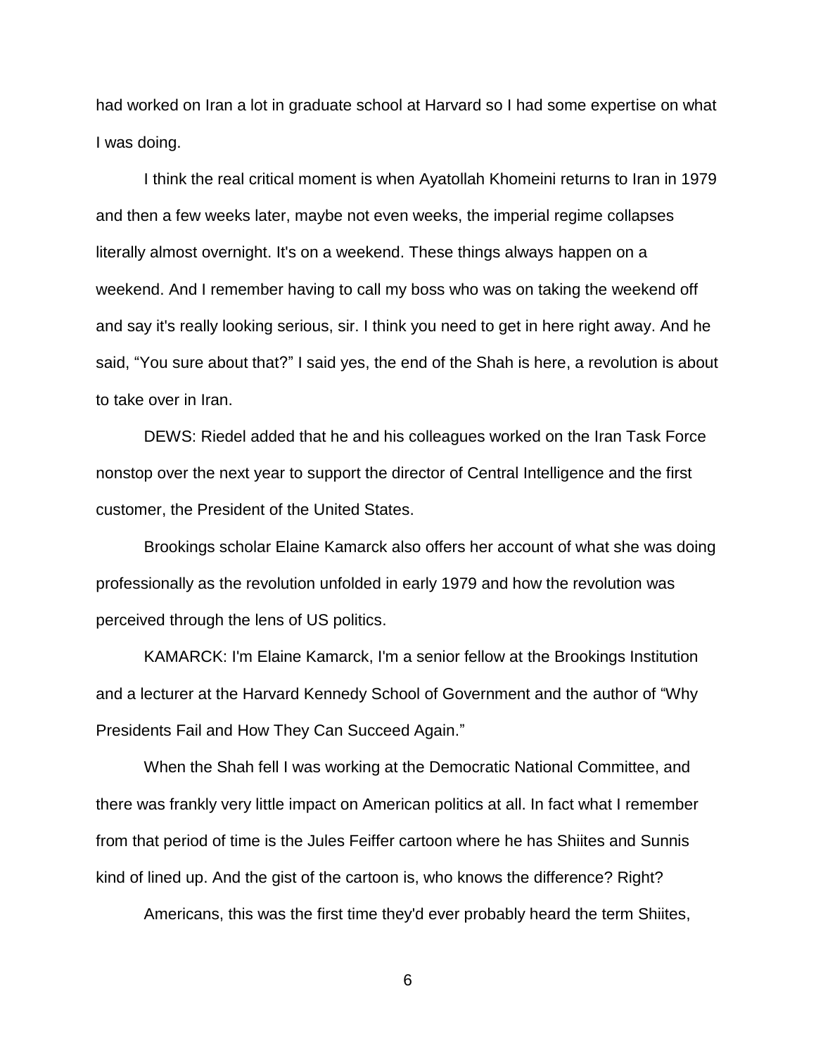had worked on Iran a lot in graduate school at Harvard so I had some expertise on what I was doing.

I think the real critical moment is when Ayatollah Khomeini returns to Iran in 1979 and then a few weeks later, maybe not even weeks, the imperial regime collapses literally almost overnight. It's on a weekend. These things always happen on a weekend. And I remember having to call my boss who was on taking the weekend off and say it's really looking serious, sir. I think you need to get in here right away. And he said, "You sure about that?" I said yes, the end of the Shah is here, a revolution is about to take over in Iran.

DEWS: Riedel added that he and his colleagues worked on the Iran Task Force nonstop over the next year to support the director of Central Intelligence and the first customer, the President of the United States.

Brookings scholar Elaine Kamarck also offers her account of what she was doing professionally as the revolution unfolded in early 1979 and how the revolution was perceived through the lens of US politics.

KAMARCK: I'm Elaine Kamarck, I'm a senior fellow at the Brookings Institution and a lecturer at the Harvard Kennedy School of Government and the author of "Why Presidents Fail and How They Can Succeed Again."

When the Shah fell I was working at the Democratic National Committee, and there was frankly very little impact on American politics at all. In fact what I remember from that period of time is the Jules Feiffer cartoon where he has Shiites and Sunnis kind of lined up. And the gist of the cartoon is, who knows the difference? Right?

Americans, this was the first time they'd ever probably heard the term Shiites,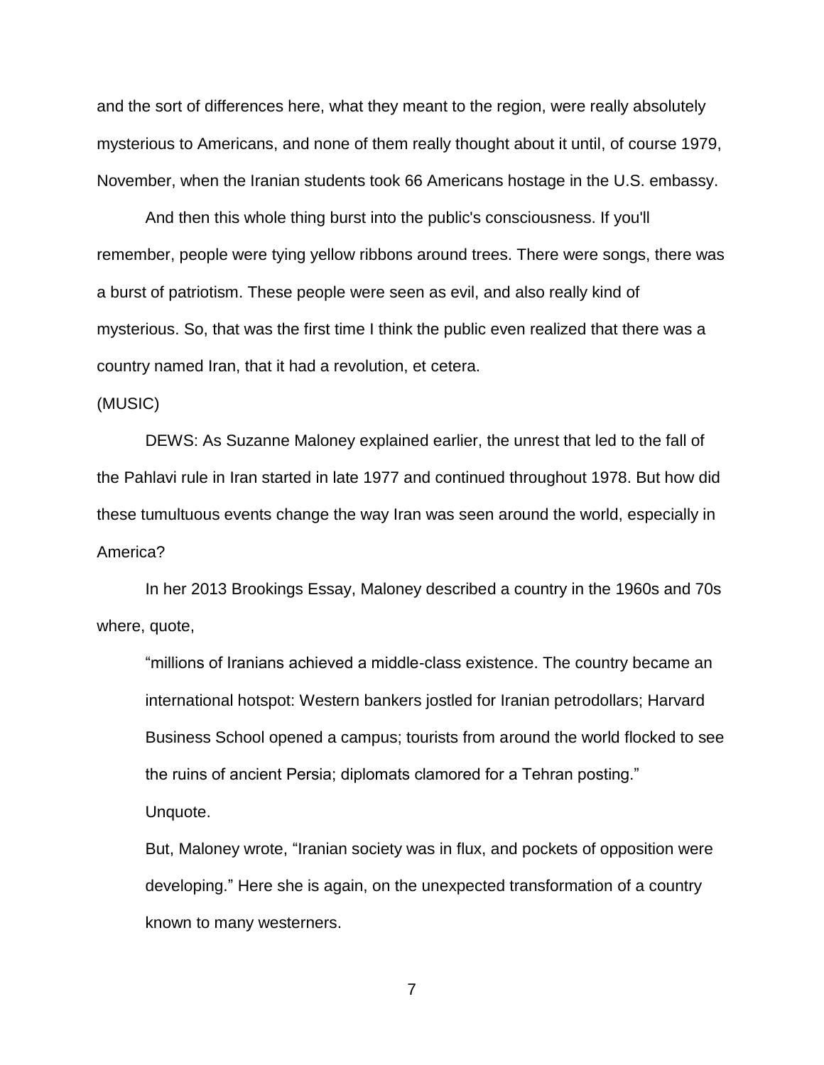and the sort of differences here, what they meant to the region, were really absolutely mysterious to Americans, and none of them really thought about it until, of course 1979, November, when the Iranian students took 66 Americans hostage in the U.S. embassy.

And then this whole thing burst into the public's consciousness. If you'll remember, people were tying yellow ribbons around trees. There were songs, there was a burst of patriotism. These people were seen as evil, and also really kind of mysterious. So, that was the first time I think the public even realized that there was a country named Iran, that it had a revolution, et cetera.

(MUSIC)

DEWS: As Suzanne Maloney explained earlier, the unrest that led to the fall of the Pahlavi rule in Iran started in late 1977 and continued throughout 1978. But how did these tumultuous events change the way Iran was seen around the world, especially in America?

In her 2013 Brookings Essay, Maloney described a country in the 1960s and 70s where, quote,

> "millions of Iranians achieved a middle-class existence. The country became an international hotspot: Western bankers jostled for Iranian petrodollars; Harvard Business School opened a campus; tourists from around the world flocked to see the ruins of ancient Persia; diplomats clamored for a Tehran posting."
>
> Unquote.
>
> But, Maloney wrote, "Iranian society was in flux, and pockets of opposition were developing." Here she is again, on the unexpected transformation of a country known to many westerners.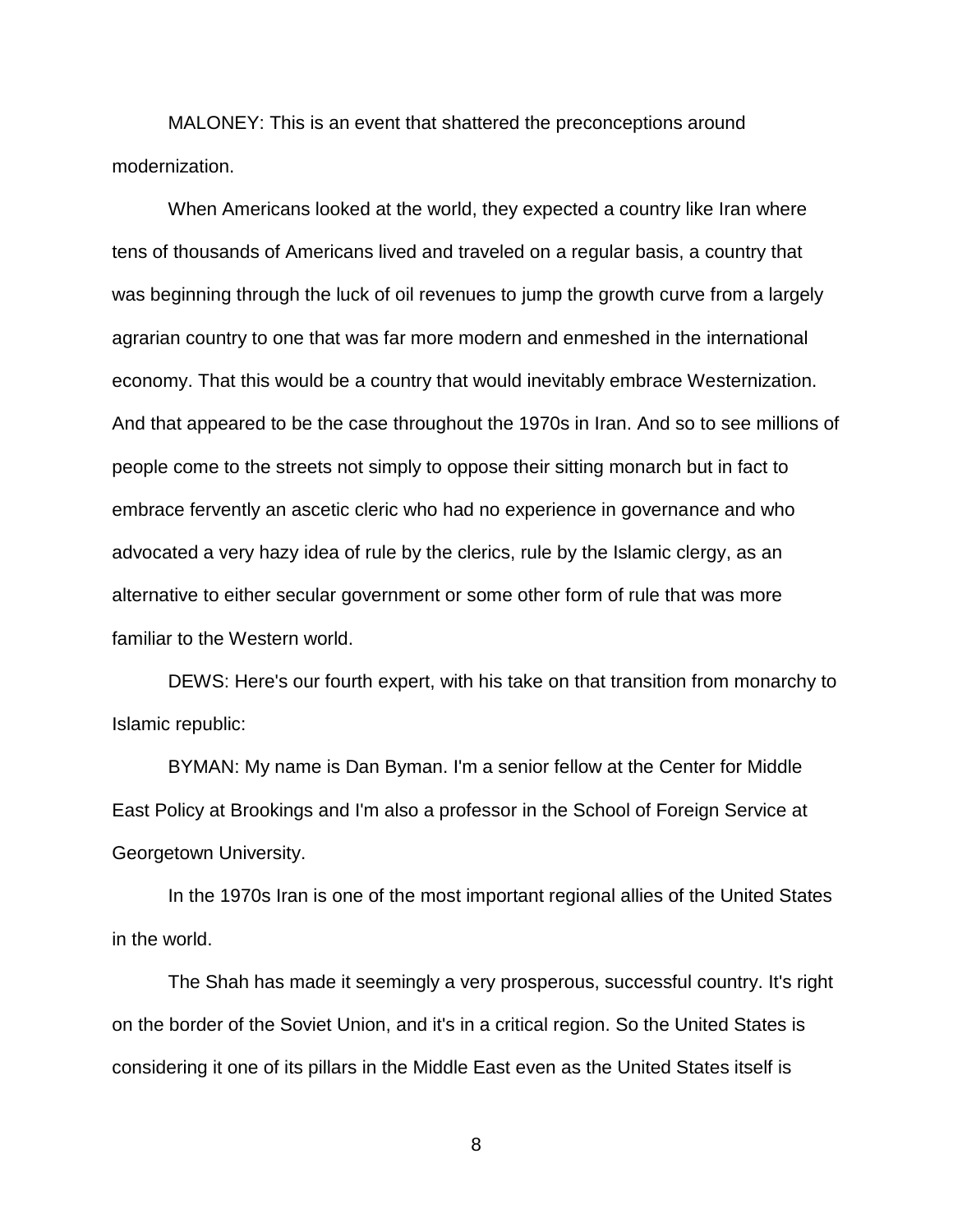MALONEY: This is an event that shattered the preconceptions around modernization.

When Americans looked at the world, they expected a country like Iran where tens of thousands of Americans lived and traveled on a regular basis, a country that was beginning through the luck of oil revenues to jump the growth curve from a largely agrarian country to one that was far more modern and enmeshed in the international economy. That this would be a country that would inevitably embrace Westernization. And that appeared to be the case throughout the 1970s in Iran. And so to see millions of people come to the streets not simply to oppose their sitting monarch but in fact to embrace fervently an ascetic cleric who had no experience in governance and who advocated a very hazy idea of rule by the clerics, rule by the Islamic clergy, as an alternative to either secular government or some other form of rule that was more familiar to the Western world.

DEWS: Here's our fourth expert, with his take on that transition from monarchy to Islamic republic:

BYMAN: My name is Dan Byman. I'm a senior fellow at the Center for Middle East Policy at Brookings and I'm also a professor in the School of Foreign Service at Georgetown University.

In the 1970s Iran is one of the most important regional allies of the United States in the world.

The Shah has made it seemingly a very prosperous, successful country. It's right on the border of the Soviet Union, and it's in a critical region. So the United States is considering it one of its pillars in the Middle East even as the United States itself is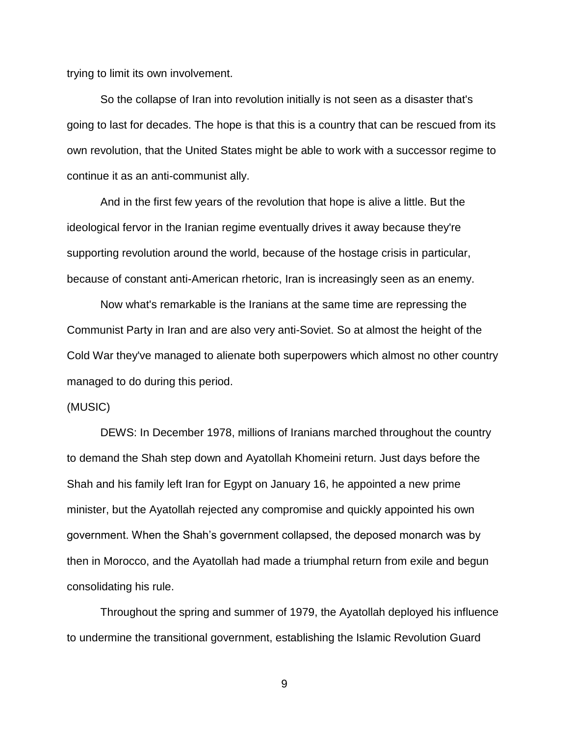trying to limit its own involvement.

So the collapse of Iran into revolution initially is not seen as a disaster that's going to last for decades. The hope is that this is a country that can be rescued from its own revolution, that the United States might be able to work with a successor regime to continue it as an anti-communist ally.

And in the first few years of the revolution that hope is alive a little. But the ideological fervor in the Iranian regime eventually drives it away because they're supporting revolution around the world, because of the hostage crisis in particular, because of constant anti-American rhetoric, Iran is increasingly seen as an enemy.

Now what's remarkable is the Iranians at the same time are repressing the Communist Party in Iran and are also very anti-Soviet. So at almost the height of the Cold War they've managed to alienate both superpowers which almost no other country managed to do during this period.

(MUSIC)

DEWS: In December 1978, millions of Iranians marched throughout the country to demand the Shah step down and Ayatollah Khomeini return. Just days before the Shah and his family left Iran for Egypt on January 16, he appointed a new prime minister, but the Ayatollah rejected any compromise and quickly appointed his own government. When the Shah's government collapsed, the deposed monarch was by then in Morocco, and the Ayatollah had made a triumphal return from exile and begun consolidating his rule.

Throughout the spring and summer of 1979, the Ayatollah deployed his influence to undermine the transitional government, establishing the Islamic Revolution Guard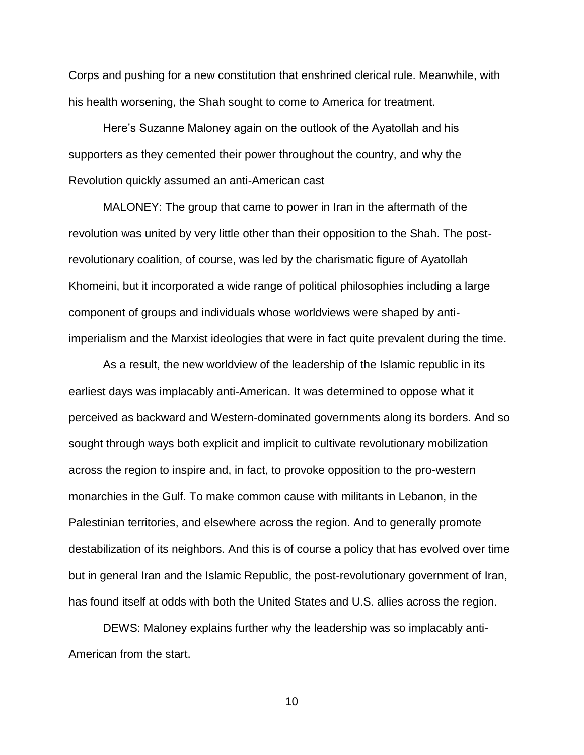Corps and pushing for a new constitution that enshrined clerical rule. Meanwhile, with his health worsening, the Shah sought to come to America for treatment.

Here's Suzanne Maloney again on the outlook of the Ayatollah and his supporters as they cemented their power throughout the country, and why the Revolution quickly assumed an anti-American cast

MALONEY: The group that came to power in Iran in the aftermath of the revolution was united by very little other than their opposition to the Shah. The post-revolutionary coalition, of course, was led by the charismatic figure of Ayatollah Khomeini, but it incorporated a wide range of political philosophies including a large component of groups and individuals whose worldviews were shaped by anti-imperialism and the Marxist ideologies that were in fact quite prevalent during the time.

As a result, the new worldview of the leadership of the Islamic republic in its earliest days was implacably anti-American. It was determined to oppose what it perceived as backward and Western-dominated governments along its borders. And so sought through ways both explicit and implicit to cultivate revolutionary mobilization across the region to inspire and, in fact, to provoke opposition to the pro-western monarchies in the Gulf. To make common cause with militants in Lebanon, in the Palestinian territories, and elsewhere across the region. And to generally promote destabilization of its neighbors. And this is of course a policy that has evolved over time but in general Iran and the Islamic Republic, the post-revolutionary government of Iran, has found itself at odds with both the United States and U.S. allies across the region.

DEWS: Maloney explains further why the leadership was so implacably anti-American from the start.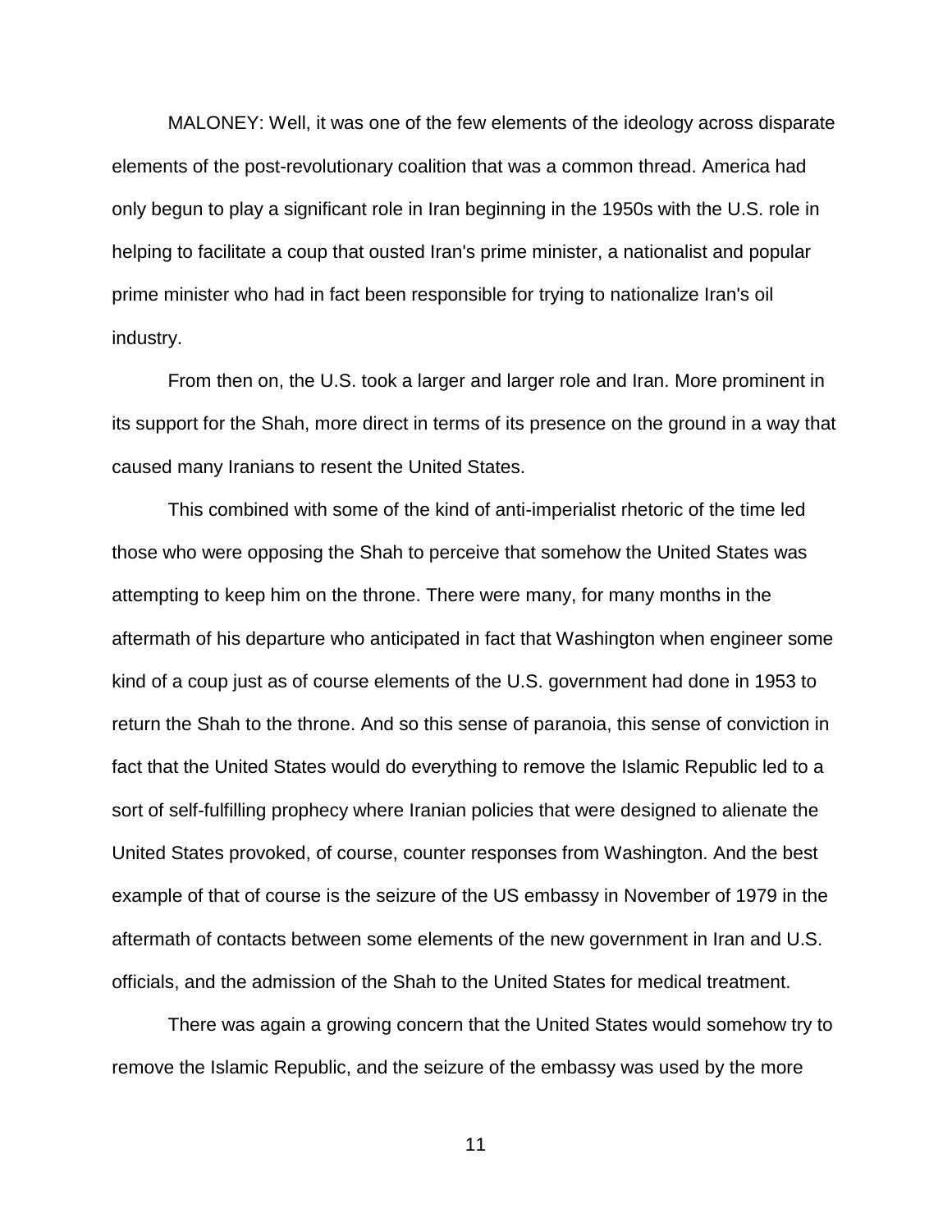MALONEY: Well, it was one of the few elements of the ideology across disparate elements of the post-revolutionary coalition that was a common thread. America had only begun to play a significant role in Iran beginning in the 1950s with the U.S. role in helping to facilitate a coup that ousted Iran's prime minister, a nationalist and popular prime minister who had in fact been responsible for trying to nationalize Iran's oil industry.

From then on, the U.S. took a larger and larger role and Iran. More prominent in its support for the Shah, more direct in terms of its presence on the ground in a way that caused many Iranians to resent the United States.

This combined with some of the kind of anti-imperialist rhetoric of the time led those who were opposing the Shah to perceive that somehow the United States was attempting to keep him on the throne. There were many, for many months in the aftermath of his departure who anticipated in fact that Washington when engineer some kind of a coup just as of course elements of the U.S. government had done in 1953 to return the Shah to the throne. And so this sense of paranoia, this sense of conviction in fact that the United States would do everything to remove the Islamic Republic led to a sort of self-fulfilling prophecy where Iranian policies that were designed to alienate the United States provoked, of course, counter responses from Washington. And the best example of that of course is the seizure of the US embassy in November of 1979 in the aftermath of contacts between some elements of the new government in Iran and U.S. officials, and the admission of the Shah to the United States for medical treatment.

There was again a growing concern that the United States would somehow try to remove the Islamic Republic, and the seizure of the embassy was used by the more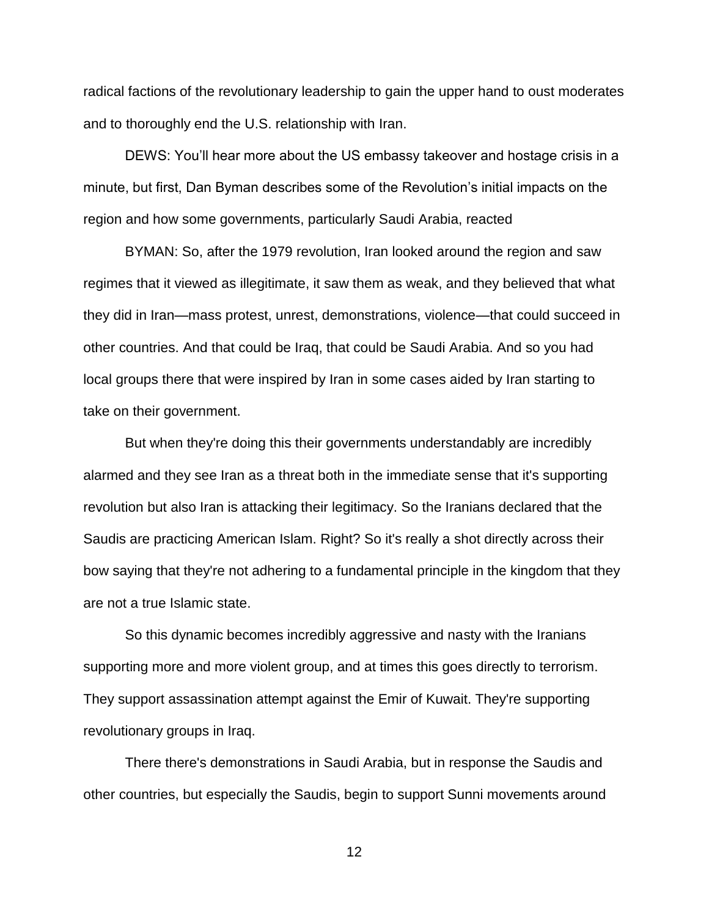radical factions of the revolutionary leadership to gain the upper hand to oust moderates and to thoroughly end the U.S. relationship with Iran.

DEWS: You'll hear more about the US embassy takeover and hostage crisis in a minute, but first, Dan Byman describes some of the Revolution's initial impacts on the region and how some governments, particularly Saudi Arabia, reacted

BYMAN: So, after the 1979 revolution, Iran looked around the region and saw regimes that it viewed as illegitimate, it saw them as weak, and they believed that what they did in Iran—mass protest, unrest, demonstrations, violence—that could succeed in other countries. And that could be Iraq, that could be Saudi Arabia. And so you had local groups there that were inspired by Iran in some cases aided by Iran starting to take on their government.

But when they're doing this their governments understandably are incredibly alarmed and they see Iran as a threat both in the immediate sense that it's supporting revolution but also Iran is attacking their legitimacy. So the Iranians declared that the Saudis are practicing American Islam. Right? So it's really a shot directly across their bow saying that they're not adhering to a fundamental principle in the kingdom that they are not a true Islamic state.

So this dynamic becomes incredibly aggressive and nasty with the Iranians supporting more and more violent group, and at times this goes directly to terrorism. They support assassination attempt against the Emir of Kuwait. They're supporting revolutionary groups in Iraq.

There there's demonstrations in Saudi Arabia, but in response the Saudis and other countries, but especially the Saudis, begin to support Sunni movements around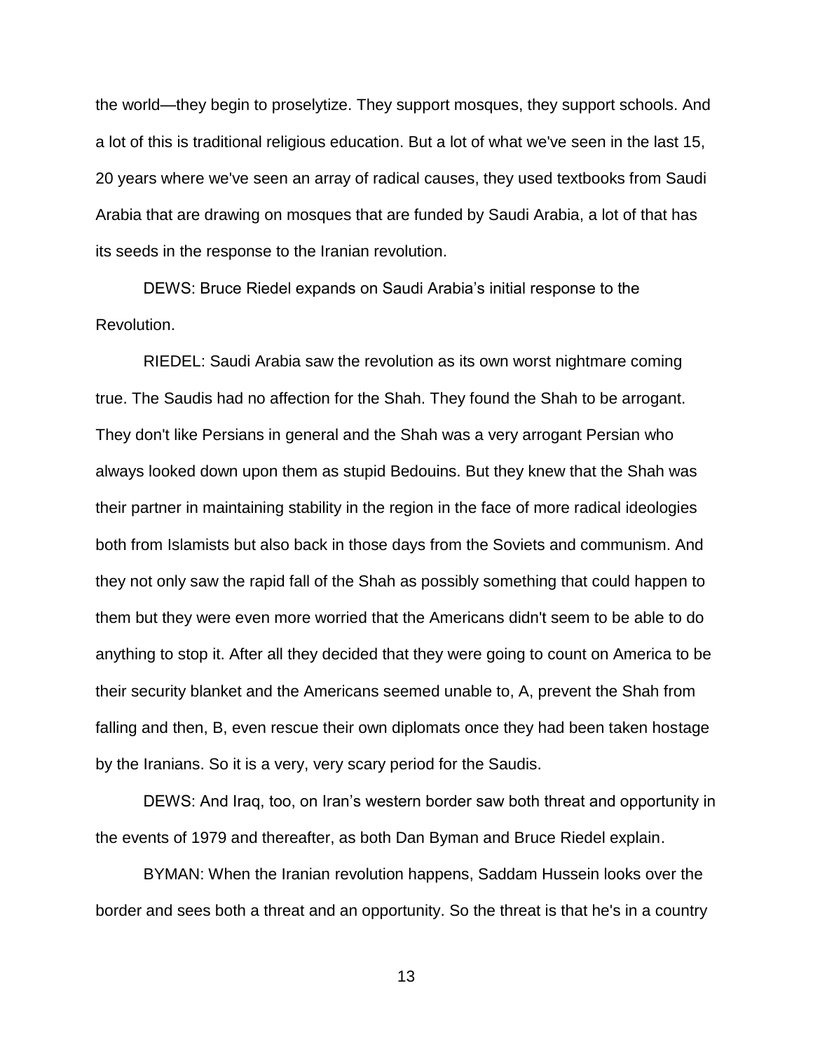the world—they begin to proselytize. They support mosques, they support schools. And a lot of this is traditional religious education. But a lot of what we've seen in the last 15, 20 years where we've seen an array of radical causes, they used textbooks from Saudi Arabia that are drawing on mosques that are funded by Saudi Arabia, a lot of that has its seeds in the response to the Iranian revolution.

DEWS: Bruce Riedel expands on Saudi Arabia's initial response to the Revolution.

RIEDEL: Saudi Arabia saw the revolution as its own worst nightmare coming true. The Saudis had no affection for the Shah. They found the Shah to be arrogant. They don't like Persians in general and the Shah was a very arrogant Persian who always looked down upon them as stupid Bedouins. But they knew that the Shah was their partner in maintaining stability in the region in the face of more radical ideologies both from Islamists but also back in those days from the Soviets and communism. And they not only saw the rapid fall of the Shah as possibly something that could happen to them but they were even more worried that the Americans didn't seem to be able to do anything to stop it. After all they decided that they were going to count on America to be their security blanket and the Americans seemed unable to, A, prevent the Shah from falling and then, B, even rescue their own diplomats once they had been taken hostage by the Iranians. So it is a very, very scary period for the Saudis.

DEWS: And Iraq, too, on Iran's western border saw both threat and opportunity in the events of 1979 and thereafter, as both Dan Byman and Bruce Riedel explain.

BYMAN: When the Iranian revolution happens, Saddam Hussein looks over the border and sees both a threat and an opportunity. So the threat is that he's in a country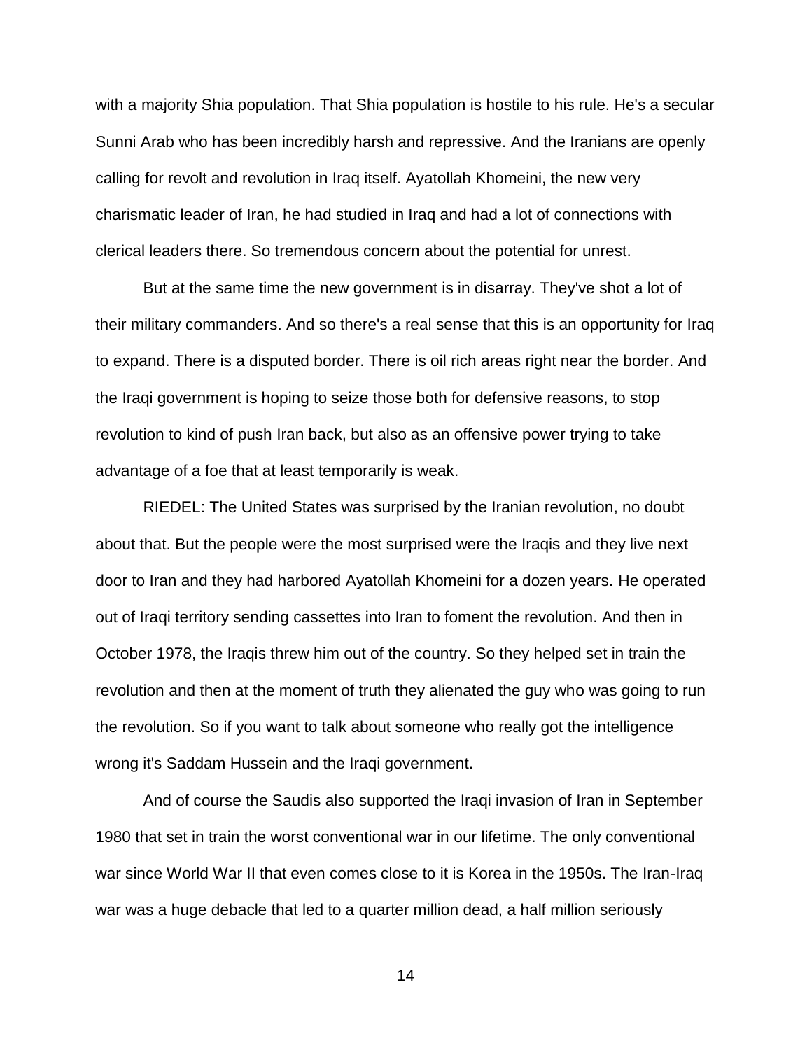with a majority Shia population. That Shia population is hostile to his rule. He's a secular Sunni Arab who has been incredibly harsh and repressive. And the Iranians are openly calling for revolt and revolution in Iraq itself. Ayatollah Khomeini, the new very charismatic leader of Iran, he had studied in Iraq and had a lot of connections with clerical leaders there. So tremendous concern about the potential for unrest.

But at the same time the new government is in disarray. They've shot a lot of their military commanders. And so there's a real sense that this is an opportunity for Iraq to expand. There is a disputed border. There is oil rich areas right near the border. And the Iraqi government is hoping to seize those both for defensive reasons, to stop revolution to kind of push Iran back, but also as an offensive power trying to take advantage of a foe that at least temporarily is weak.

RIEDEL: The United States was surprised by the Iranian revolution, no doubt about that. But the people were the most surprised were the Iraqis and they live next door to Iran and they had harbored Ayatollah Khomeini for a dozen years. He operated out of Iraqi territory sending cassettes into Iran to foment the revolution. And then in October 1978, the Iraqis threw him out of the country. So they helped set in train the revolution and then at the moment of truth they alienated the guy who was going to run the revolution. So if you want to talk about someone who really got the intelligence wrong it's Saddam Hussein and the Iraqi government.

And of course the Saudis also supported the Iraqi invasion of Iran in September 1980 that set in train the worst conventional war in our lifetime. The only conventional war since World War II that even comes close to it is Korea in the 1950s. The Iran-Iraq war was a huge debacle that led to a quarter million dead, a half million seriously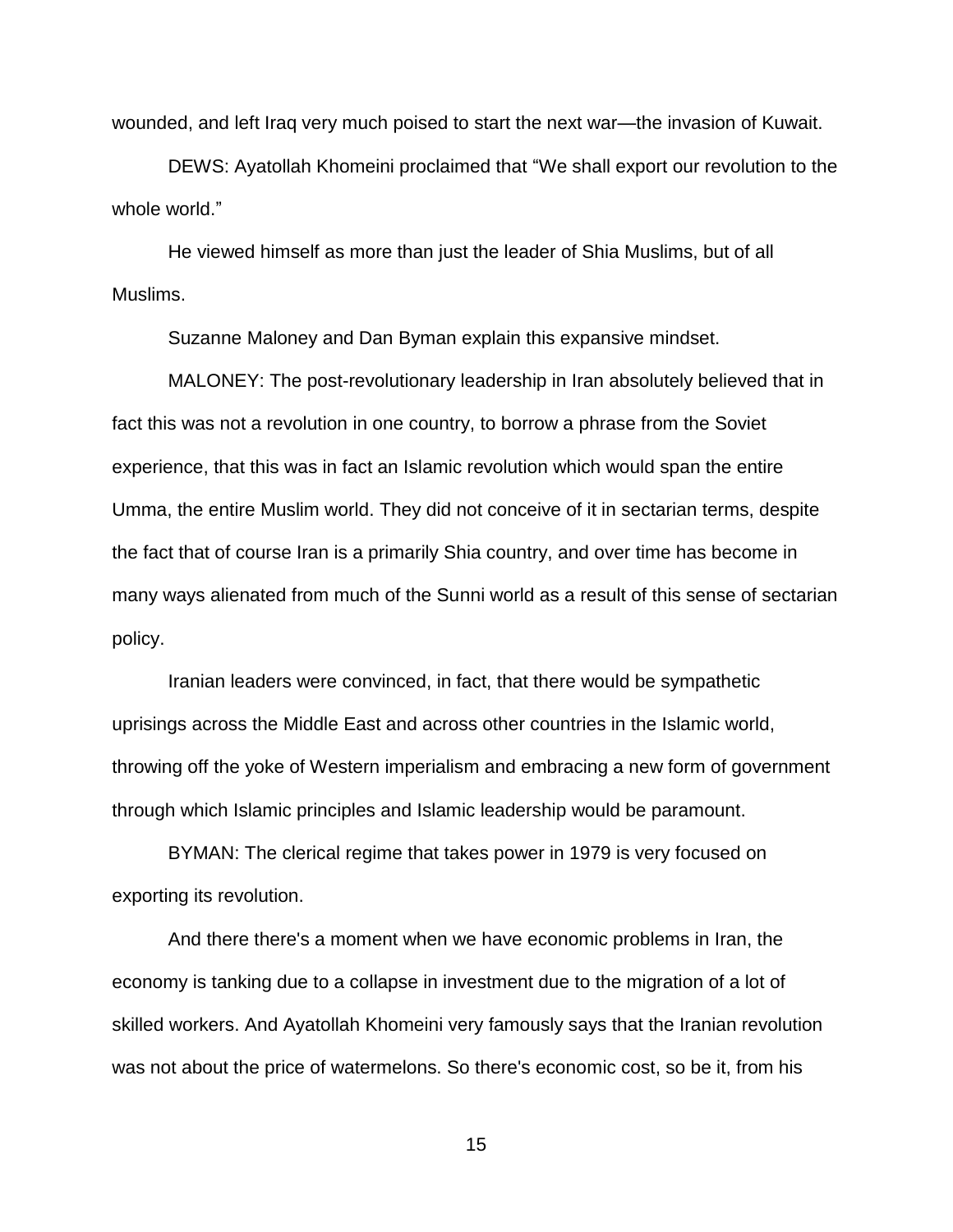wounded, and left Iraq very much poised to start the next war—the invasion of Kuwait.

DEWS: Ayatollah Khomeini proclaimed that "We shall export our revolution to the whole world."

He viewed himself as more than just the leader of Shia Muslims, but of all Muslims.

Suzanne Maloney and Dan Byman explain this expansive mindset.

MALONEY: The post-revolutionary leadership in Iran absolutely believed that in fact this was not a revolution in one country, to borrow a phrase from the Soviet experience, that this was in fact an Islamic revolution which would span the entire Umma, the entire Muslim world. They did not conceive of it in sectarian terms, despite the fact that of course Iran is a primarily Shia country, and over time has become in many ways alienated from much of the Sunni world as a result of this sense of sectarian policy.

Iranian leaders were convinced, in fact, that there would be sympathetic uprisings across the Middle East and across other countries in the Islamic world, throwing off the yoke of Western imperialism and embracing a new form of government through which Islamic principles and Islamic leadership would be paramount.

BYMAN: The clerical regime that takes power in 1979 is very focused on exporting its revolution.

And there there's a moment when we have economic problems in Iran, the economy is tanking due to a collapse in investment due to the migration of a lot of skilled workers. And Ayatollah Khomeini very famously says that the Iranian revolution was not about the price of watermelons. So there's economic cost, so be it, from his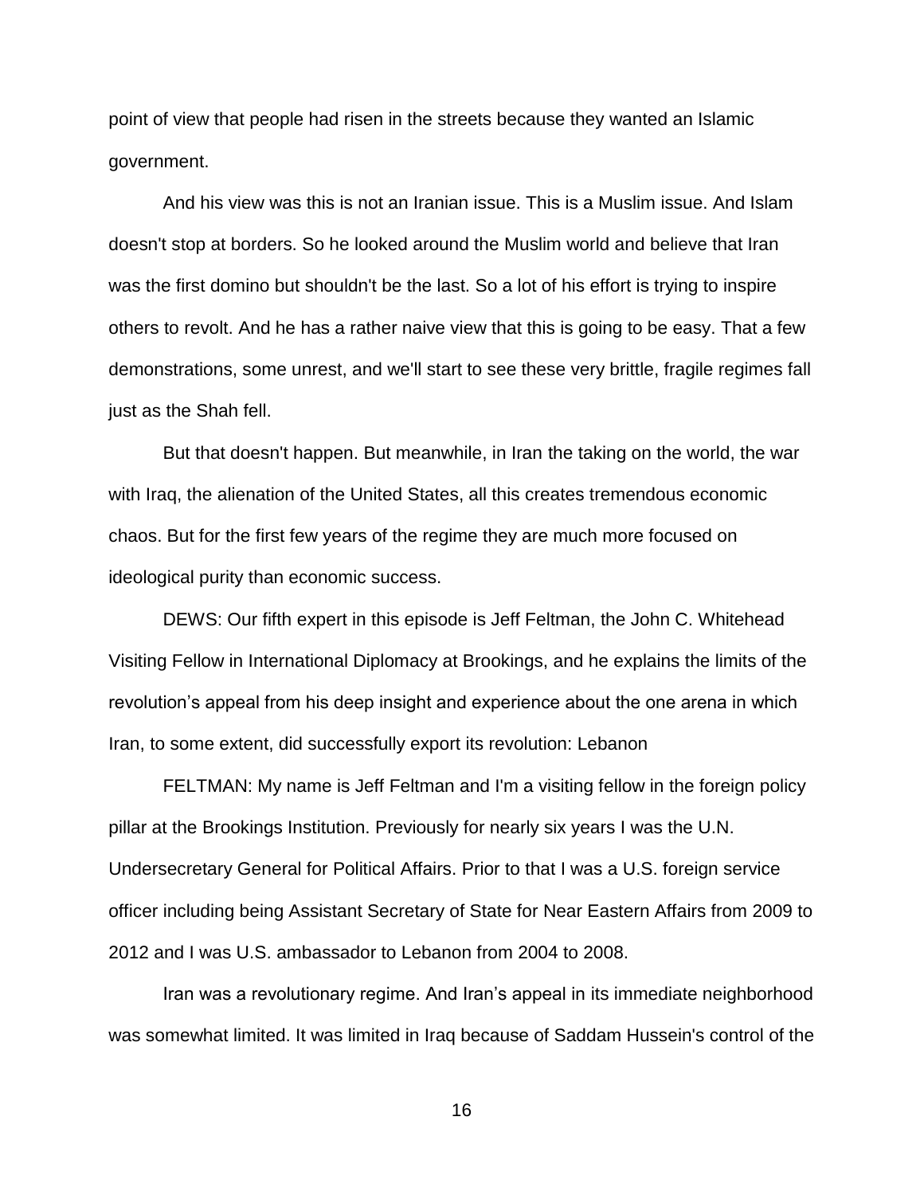point of view that people had risen in the streets because they wanted an Islamic government.

And his view was this is not an Iranian issue. This is a Muslim issue. And Islam doesn't stop at borders. So he looked around the Muslim world and believe that Iran was the first domino but shouldn't be the last. So a lot of his effort is trying to inspire others to revolt. And he has a rather naive view that this is going to be easy. That a few demonstrations, some unrest, and we'll start to see these very brittle, fragile regimes fall just as the Shah fell.

But that doesn't happen. But meanwhile, in Iran the taking on the world, the war with Iraq, the alienation of the United States, all this creates tremendous economic chaos. But for the first few years of the regime they are much more focused on ideological purity than economic success.

DEWS: Our fifth expert in this episode is Jeff Feltman, the John C. Whitehead Visiting Fellow in International Diplomacy at Brookings, and he explains the limits of the revolution's appeal from his deep insight and experience about the one arena in which Iran, to some extent, did successfully export its revolution: Lebanon

FELTMAN: My name is Jeff Feltman and I'm a visiting fellow in the foreign policy pillar at the Brookings Institution. Previously for nearly six years I was the U.N. Undersecretary General for Political Affairs. Prior to that I was a U.S. foreign service officer including being Assistant Secretary of State for Near Eastern Affairs from 2009 to 2012 and I was U.S. ambassador to Lebanon from 2004 to 2008.

Iran was a revolutionary regime. And Iran's appeal in its immediate neighborhood was somewhat limited. It was limited in Iraq because of Saddam Hussein's control of the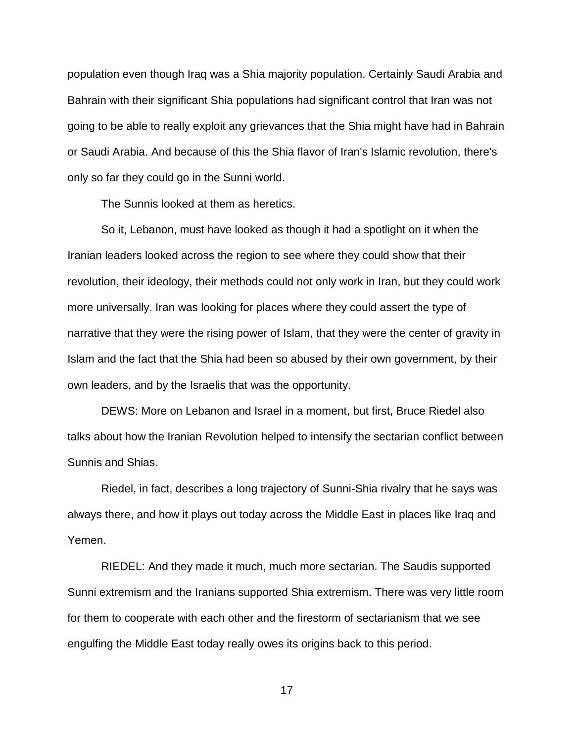population even though Iraq was a Shia majority population. Certainly Saudi Arabia and Bahrain with their significant Shia populations had significant control that Iran was not going to be able to really exploit any grievances that the Shia might have had in Bahrain or Saudi Arabia. And because of this the Shia flavor of Iran's Islamic revolution, there's only so far they could go in the Sunni world.

The Sunnis looked at them as heretics.

So it, Lebanon, must have looked as though it had a spotlight on it when the Iranian leaders looked across the region to see where they could show that their revolution, their ideology, their methods could not only work in Iran, but they could work more universally. Iran was looking for places where they could assert the type of narrative that they were the rising power of Islam, that they were the center of gravity in Islam and the fact that the Shia had been so abused by their own government, by their own leaders, and by the Israelis that was the opportunity.

DEWS: More on Lebanon and Israel in a moment, but first, Bruce Riedel also talks about how the Iranian Revolution helped to intensify the sectarian conflict between Sunnis and Shias.

Riedel, in fact, describes a long trajectory of Sunni-Shia rivalry that he says was always there, and how it plays out today across the Middle East in places like Iraq and Yemen.

RIEDEL: And they made it much, much more sectarian. The Saudis supported Sunni extremism and the Iranians supported Shia extremism. There was very little room for them to cooperate with each other and the firestorm of sectarianism that we see engulfing the Middle East today really owes its origins back to this period.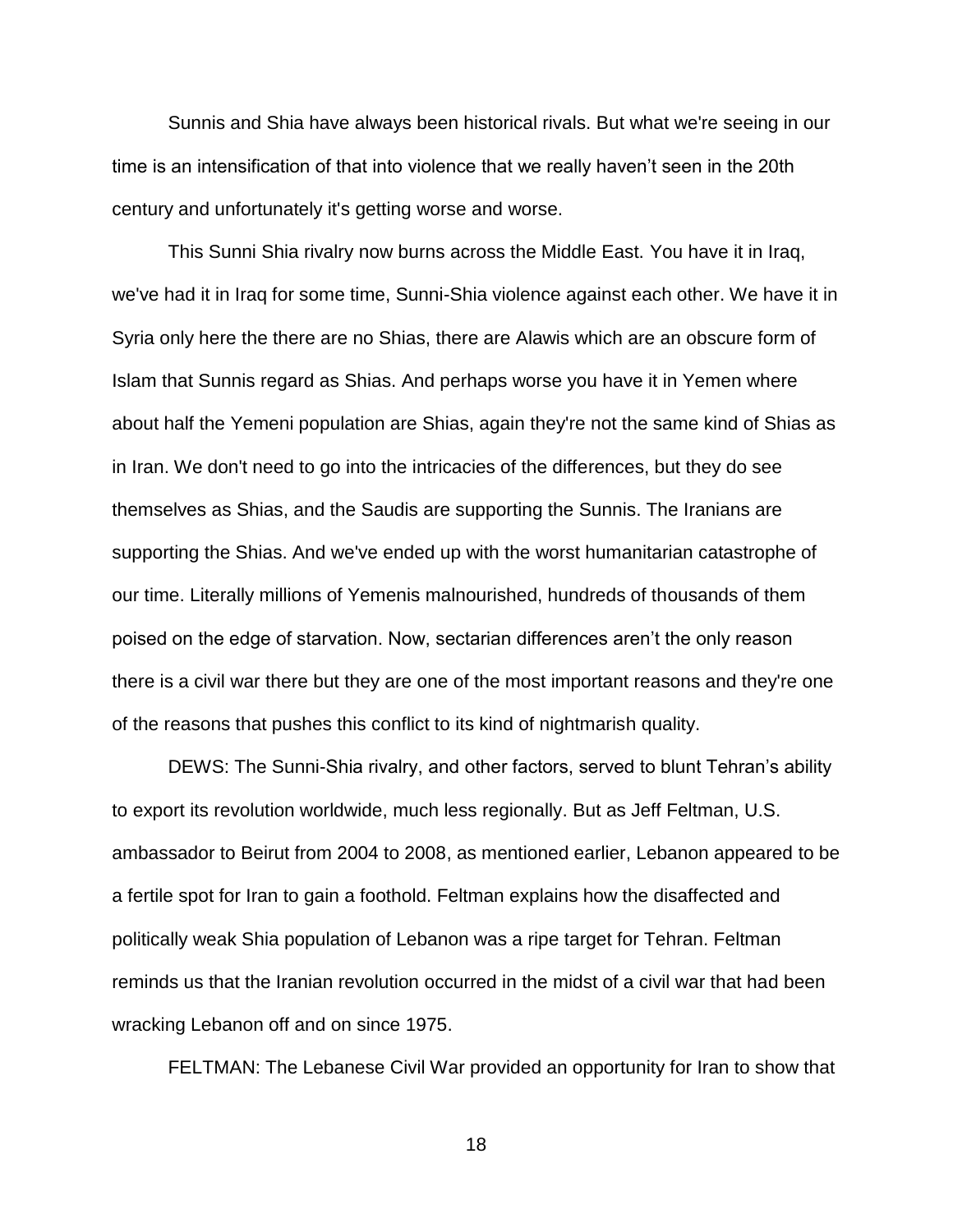Sunnis and Shia have always been historical rivals. But what we're seeing in our time is an intensification of that into violence that we really haven't seen in the 20th century and unfortunately it's getting worse and worse.

This Sunni Shia rivalry now burns across the Middle East. You have it in Iraq, we've had it in Iraq for some time, Sunni-Shia violence against each other. We have it in Syria only here the there are no Shias, there are Alawis which are an obscure form of Islam that Sunnis regard as Shias. And perhaps worse you have it in Yemen where about half the Yemeni population are Shias, again they're not the same kind of Shias as in Iran. We don't need to go into the intricacies of the differences, but they do see themselves as Shias, and the Saudis are supporting the Sunnis. The Iranians are supporting the Shias. And we've ended up with the worst humanitarian catastrophe of our time. Literally millions of Yemenis malnourished, hundreds of thousands of them poised on the edge of starvation. Now, sectarian differences aren't the only reason there is a civil war there but they are one of the most important reasons and they're one of the reasons that pushes this conflict to its kind of nightmarish quality.

DEWS: The Sunni-Shia rivalry, and other factors, served to blunt Tehran's ability to export its revolution worldwide, much less regionally. But as Jeff Feltman, U.S. ambassador to Beirut from 2004 to 2008, as mentioned earlier, Lebanon appeared to be a fertile spot for Iran to gain a foothold. Feltman explains how the disaffected and politically weak Shia population of Lebanon was a ripe target for Tehran. Feltman reminds us that the Iranian revolution occurred in the midst of a civil war that had been wracking Lebanon off and on since 1975.

FELTMAN: The Lebanese Civil War provided an opportunity for Iran to show that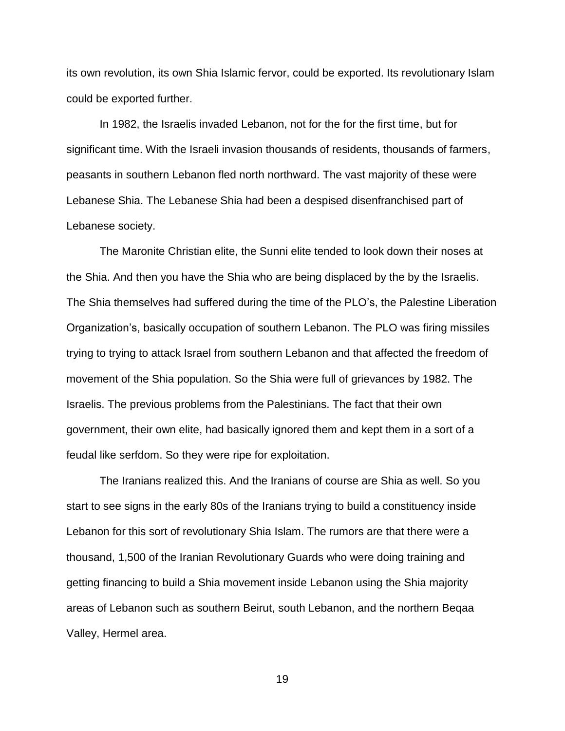its own revolution, its own Shia Islamic fervor, could be exported. Its revolutionary Islam could be exported further.

In 1982, the Israelis invaded Lebanon, not for the for the first time, but for significant time. With the Israeli invasion thousands of residents, thousands of farmers, peasants in southern Lebanon fled north northward. The vast majority of these were Lebanese Shia. The Lebanese Shia had been a despised disenfranchised part of Lebanese society.

The Maronite Christian elite, the Sunni elite tended to look down their noses at the Shia. And then you have the Shia who are being displaced by the by the Israelis. The Shia themselves had suffered during the time of the PLO's, the Palestine Liberation Organization's, basically occupation of southern Lebanon. The PLO was firing missiles trying to trying to attack Israel from southern Lebanon and that affected the freedom of movement of the Shia population. So the Shia were full of grievances by 1982. The Israelis. The previous problems from the Palestinians. The fact that their own government, their own elite, had basically ignored them and kept them in a sort of a feudal like serfdom. So they were ripe for exploitation.

The Iranians realized this. And the Iranians of course are Shia as well. So you start to see signs in the early 80s of the Iranians trying to build a constituency inside Lebanon for this sort of revolutionary Shia Islam. The rumors are that there were a thousand, 1,500 of the Iranian Revolutionary Guards who were doing training and getting financing to build a Shia movement inside Lebanon using the Shia majority areas of Lebanon such as southern Beirut, south Lebanon, and the northern Beqaa Valley, Hermel area.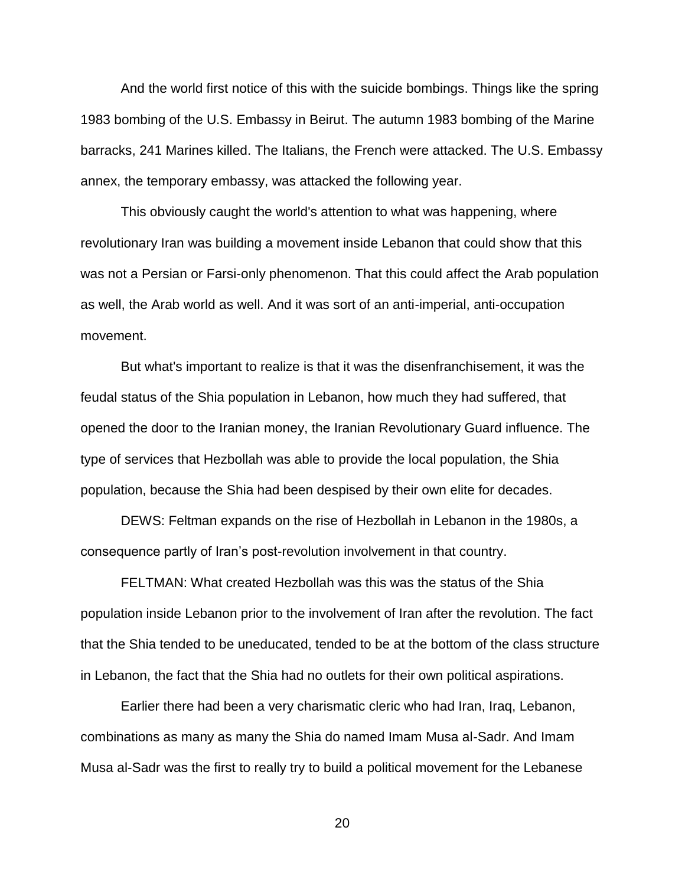And the world first notice of this with the suicide bombings. Things like the spring 1983 bombing of the U.S. Embassy in Beirut. The autumn 1983 bombing of the Marine barracks, 241 Marines killed. The Italians, the French were attacked. The U.S. Embassy annex, the temporary embassy, was attacked the following year.

This obviously caught the world's attention to what was happening, where revolutionary Iran was building a movement inside Lebanon that could show that this was not a Persian or Farsi-only phenomenon. That this could affect the Arab population as well, the Arab world as well. And it was sort of an anti-imperial, anti-occupation movement.

But what's important to realize is that it was the disenfranchisement, it was the feudal status of the Shia population in Lebanon, how much they had suffered, that opened the door to the Iranian money, the Iranian Revolutionary Guard influence. The type of services that Hezbollah was able to provide the local population, the Shia population, because the Shia had been despised by their own elite for decades.

DEWS: Feltman expands on the rise of Hezbollah in Lebanon in the 1980s, a consequence partly of Iran's post-revolution involvement in that country.

FELTMAN: What created Hezbollah was this was the status of the Shia population inside Lebanon prior to the involvement of Iran after the revolution. The fact that the Shia tended to be uneducated, tended to be at the bottom of the class structure in Lebanon, the fact that the Shia had no outlets for their own political aspirations.

Earlier there had been a very charismatic cleric who had Iran, Iraq, Lebanon, combinations as many as many the Shia do named Imam Musa al-Sadr. And Imam Musa al-Sadr was the first to really try to build a political movement for the Lebanese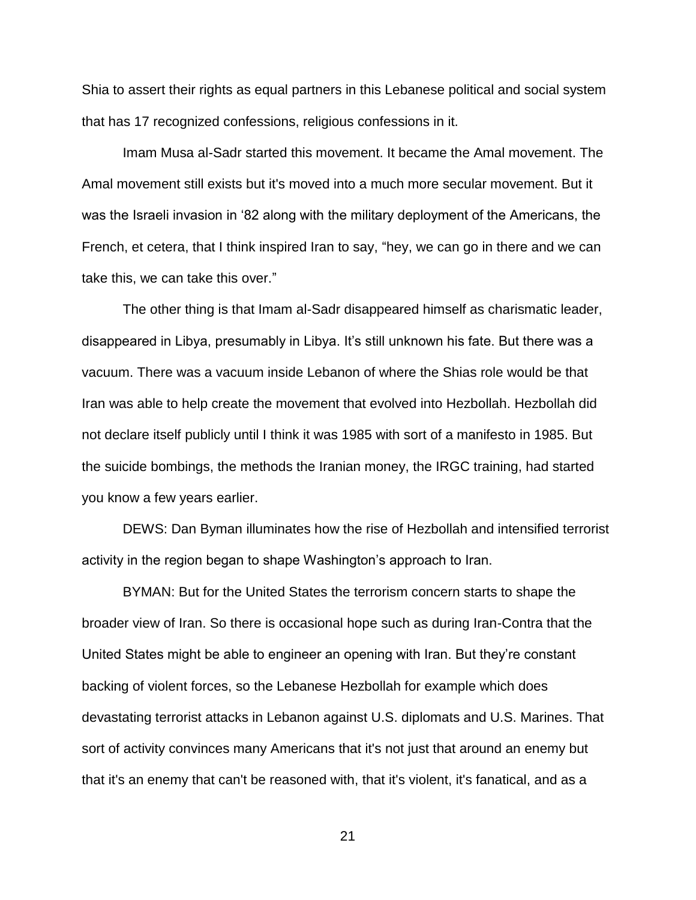Shia to assert their rights as equal partners in this Lebanese political and social system that has 17 recognized confessions, religious confessions in it.

Imam Musa al-Sadr started this movement. It became the Amal movement. The Amal movement still exists but it's moved into a much more secular movement. But it was the Israeli invasion in '82 along with the military deployment of the Americans, the French, et cetera, that I think inspired Iran to say, "hey, we can go in there and we can take this, we can take this over."

The other thing is that Imam al-Sadr disappeared himself as charismatic leader, disappeared in Libya, presumably in Libya. It's still unknown his fate. But there was a vacuum. There was a vacuum inside Lebanon of where the Shias role would be that Iran was able to help create the movement that evolved into Hezbollah. Hezbollah did not declare itself publicly until I think it was 1985 with sort of a manifesto in 1985. But the suicide bombings, the methods the Iranian money, the IRGC training, had started you know a few years earlier.

DEWS: Dan Byman illuminates how the rise of Hezbollah and intensified terrorist activity in the region began to shape Washington's approach to Iran.

BYMAN: But for the United States the terrorism concern starts to shape the broader view of Iran. So there is occasional hope such as during Iran-Contra that the United States might be able to engineer an opening with Iran. But they're constant backing of violent forces, so the Lebanese Hezbollah for example which does devastating terrorist attacks in Lebanon against U.S. diplomats and U.S. Marines. That sort of activity convinces many Americans that it's not just that around an enemy but that it's an enemy that can't be reasoned with, that it's violent, it's fanatical, and as a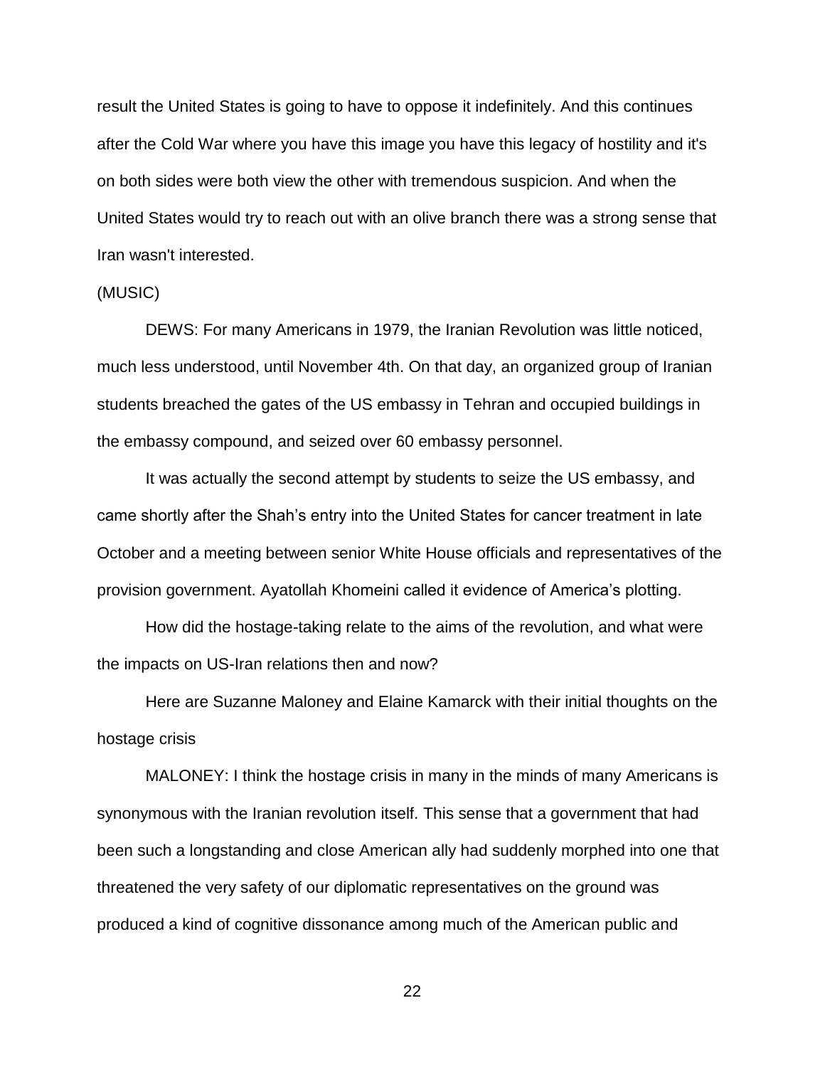result the United States is going to have to oppose it indefinitely. And this continues after the Cold War where you have this image you have this legacy of hostility and it's on both sides were both view the other with tremendous suspicion. And when the United States would try to reach out with an olive branch there was a strong sense that Iran wasn't interested.

(MUSIC)

DEWS: For many Americans in 1979, the Iranian Revolution was little noticed, much less understood, until November 4th. On that day, an organized group of Iranian students breached the gates of the US embassy in Tehran and occupied buildings in the embassy compound, and seized over 60 embassy personnel.

It was actually the second attempt by students to seize the US embassy, and came shortly after the Shah's entry into the United States for cancer treatment in late October and a meeting between senior White House officials and representatives of the provision government. Ayatollah Khomeini called it evidence of America's plotting.

How did the hostage-taking relate to the aims of the revolution, and what were the impacts on US-Iran relations then and now?

Here are Suzanne Maloney and Elaine Kamarck with their initial thoughts on the hostage crisis

MALONEY: I think the hostage crisis in many in the minds of many Americans is synonymous with the Iranian revolution itself. This sense that a government that had been such a longstanding and close American ally had suddenly morphed into one that threatened the very safety of our diplomatic representatives on the ground was produced a kind of cognitive dissonance among much of the American public and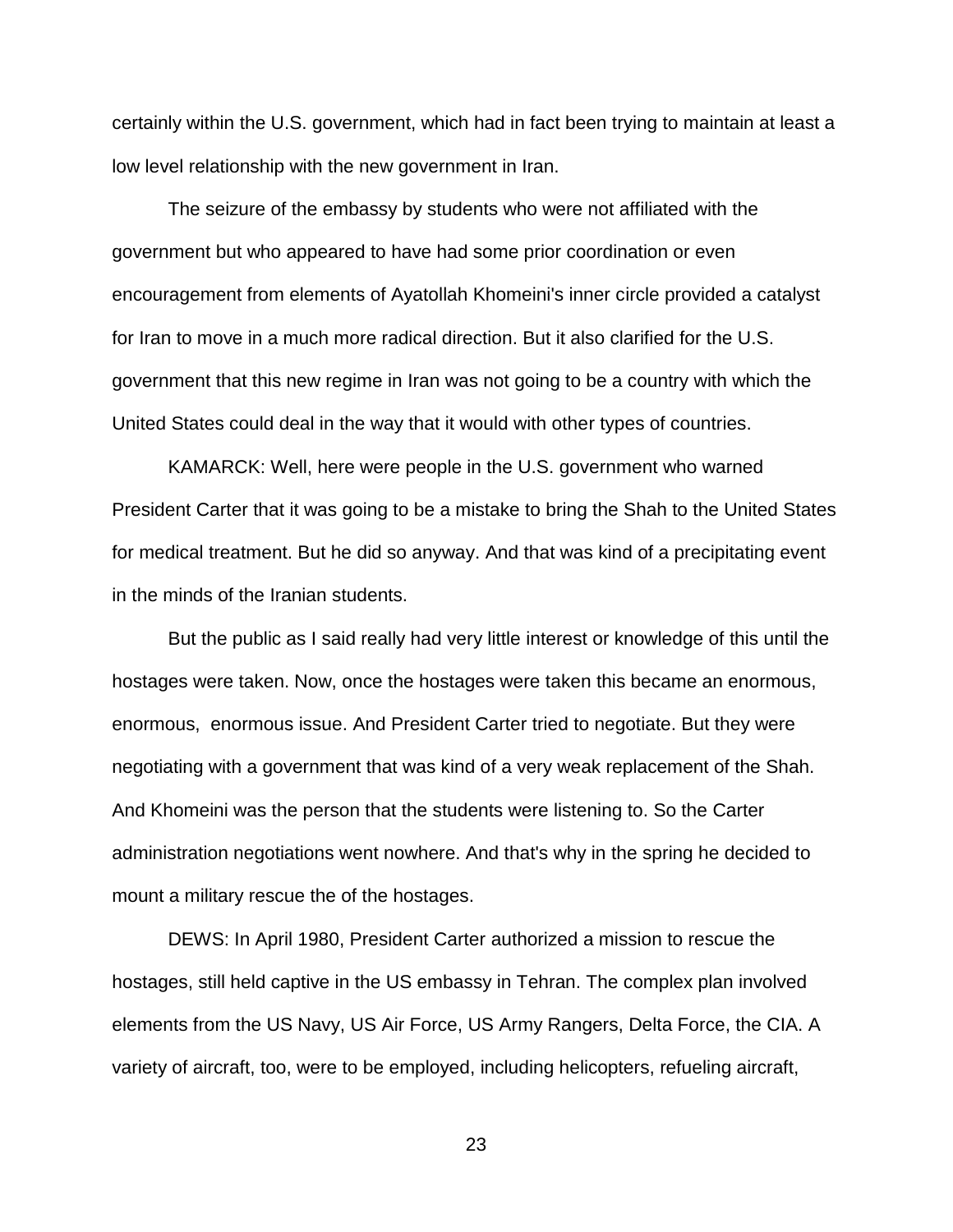certainly within the U.S. government, which had in fact been trying to maintain at least a low level relationship with the new government in Iran.

The seizure of the embassy by students who were not affiliated with the government but who appeared to have had some prior coordination or even encouragement from elements of Ayatollah Khomeini's inner circle provided a catalyst for Iran to move in a much more radical direction. But it also clarified for the U.S. government that this new regime in Iran was not going to be a country with which the United States could deal in the way that it would with other types of countries.

KAMARCK: Well, here were people in the U.S. government who warned President Carter that it was going to be a mistake to bring the Shah to the United States for medical treatment. But he did so anyway. And that was kind of a precipitating event in the minds of the Iranian students.

But the public as I said really had very little interest or knowledge of this until the hostages were taken. Now, once the hostages were taken this became an enormous, enormous, enormous issue. And President Carter tried to negotiate. But they were negotiating with a government that was kind of a very weak replacement of the Shah. And Khomeini was the person that the students were listening to. So the Carter administration negotiations went nowhere. And that's why in the spring he decided to mount a military rescue the of the hostages.

DEWS: In April 1980, President Carter authorized a mission to rescue the hostages, still held captive in the US embassy in Tehran. The complex plan involved elements from the US Navy, US Air Force, US Army Rangers, Delta Force, the CIA. A variety of aircraft, too, were to be employed, including helicopters, refueling aircraft,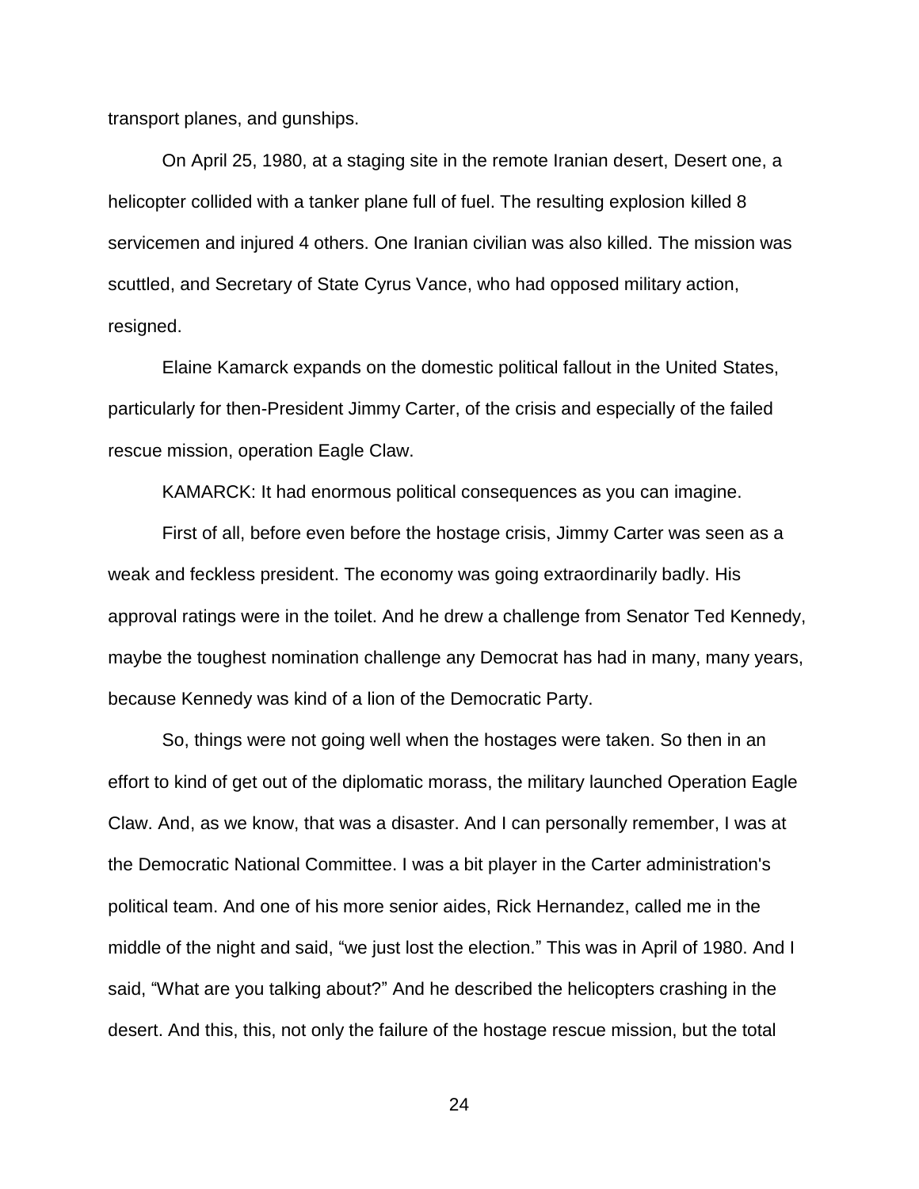transport planes, and gunships.

On April 25, 1980, at a staging site in the remote Iranian desert, Desert one, a helicopter collided with a tanker plane full of fuel. The resulting explosion killed 8 servicemen and injured 4 others. One Iranian civilian was also killed. The mission was scuttled, and Secretary of State Cyrus Vance, who had opposed military action, resigned.

Elaine Kamarck expands on the domestic political fallout in the United States, particularly for then-President Jimmy Carter, of the crisis and especially of the failed rescue mission, operation Eagle Claw.

KAMARCK: It had enormous political consequences as you can imagine.

First of all, before even before the hostage crisis, Jimmy Carter was seen as a weak and feckless president. The economy was going extraordinarily badly. His approval ratings were in the toilet. And he drew a challenge from Senator Ted Kennedy, maybe the toughest nomination challenge any Democrat has had in many, many years, because Kennedy was kind of a lion of the Democratic Party.

So, things were not going well when the hostages were taken. So then in an effort to kind of get out of the diplomatic morass, the military launched Operation Eagle Claw. And, as we know, that was a disaster. And I can personally remember, I was at the Democratic National Committee. I was a bit player in the Carter administration's political team. And one of his more senior aides, Rick Hernandez, called me in the middle of the night and said, "we just lost the election." This was in April of 1980. And I said, "What are you talking about?" And he described the helicopters crashing in the desert. And this, this, not only the failure of the hostage rescue mission, but the total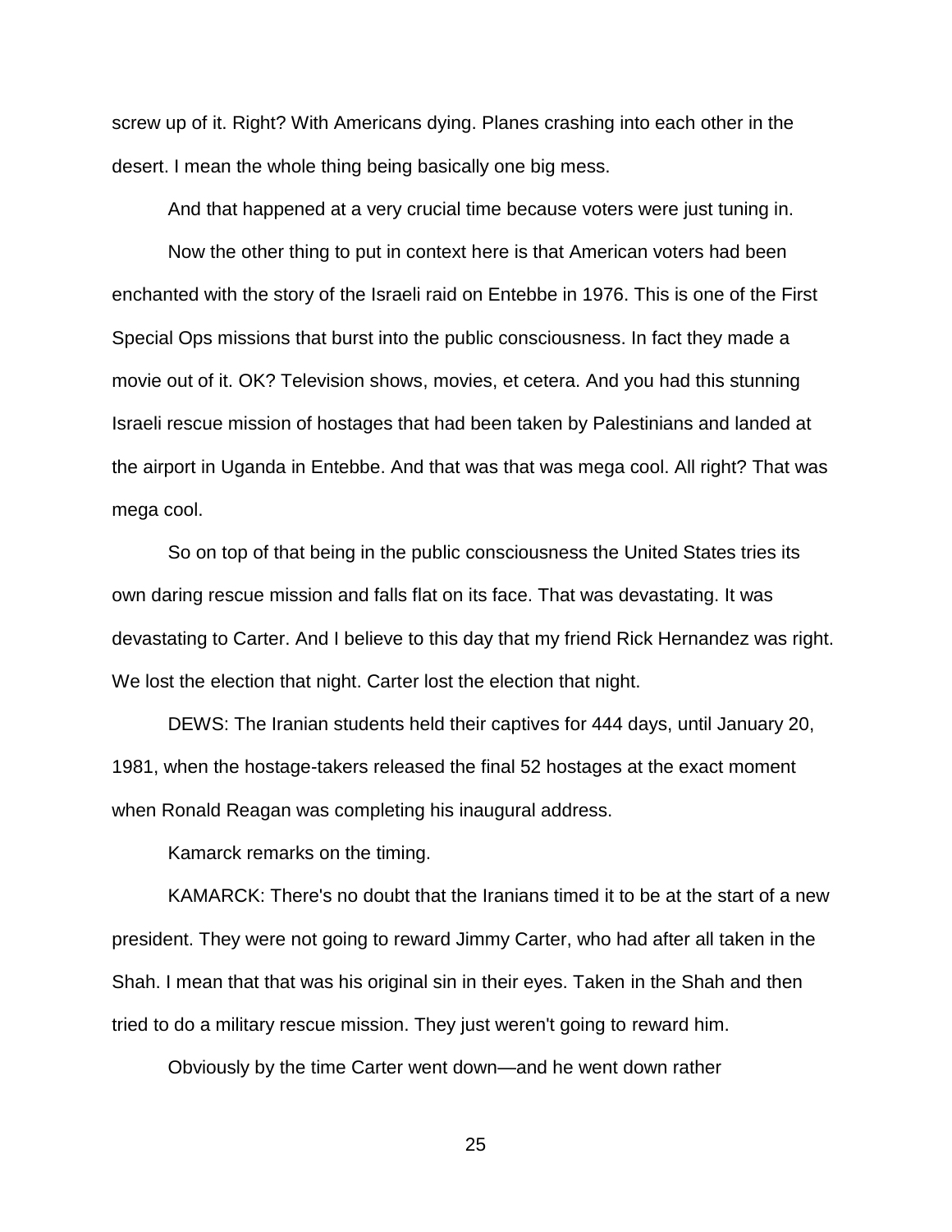screw up of it. Right? With Americans dying. Planes crashing into each other in the desert. I mean the whole thing being basically one big mess.

And that happened at a very crucial time because voters were just tuning in.

Now the other thing to put in context here is that American voters had been enchanted with the story of the Israeli raid on Entebbe in 1976. This is one of the First Special Ops missions that burst into the public consciousness. In fact they made a movie out of it. OK? Television shows, movies, et cetera. And you had this stunning Israeli rescue mission of hostages that had been taken by Palestinians and landed at the airport in Uganda in Entebbe. And that was that was mega cool. All right? That was mega cool.

So on top of that being in the public consciousness the United States tries its own daring rescue mission and falls flat on its face. That was devastating. It was devastating to Carter. And I believe to this day that my friend Rick Hernandez was right. We lost the election that night. Carter lost the election that night.

DEWS: The Iranian students held their captives for 444 days, until January 20, 1981, when the hostage-takers released the final 52 hostages at the exact moment when Ronald Reagan was completing his inaugural address.

Kamarck remarks on the timing.

KAMARCK: There's no doubt that the Iranians timed it to be at the start of a new president. They were not going to reward Jimmy Carter, who had after all taken in the Shah. I mean that that was his original sin in their eyes. Taken in the Shah and then tried to do a military rescue mission. They just weren't going to reward him.

Obviously by the time Carter went down—and he went down rather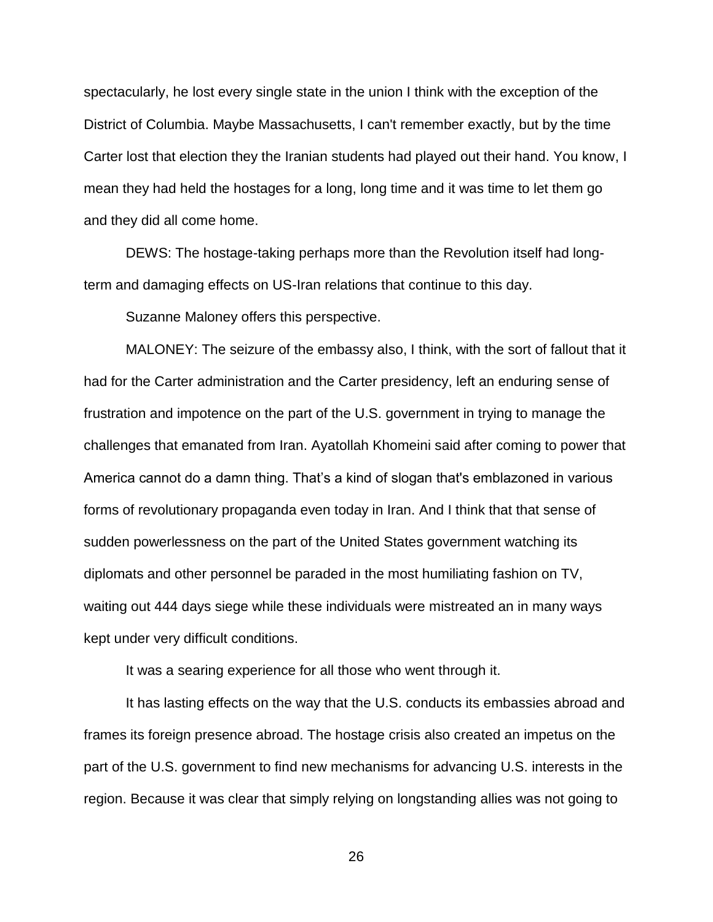spectacularly, he lost every single state in the union I think with the exception of the District of Columbia. Maybe Massachusetts, I can't remember exactly, but by the time Carter lost that election they the Iranian students had played out their hand. You know, I mean they had held the hostages for a long, long time and it was time to let them go and they did all come home.

DEWS: The hostage-taking perhaps more than the Revolution itself had long-term and damaging effects on US-Iran relations that continue to this day.

Suzanne Maloney offers this perspective.

MALONEY: The seizure of the embassy also, I think, with the sort of fallout that it had for the Carter administration and the Carter presidency, left an enduring sense of frustration and impotence on the part of the U.S. government in trying to manage the challenges that emanated from Iran. Ayatollah Khomeini said after coming to power that America cannot do a damn thing. That's a kind of slogan that's emblazoned in various forms of revolutionary propaganda even today in Iran. And I think that that sense of sudden powerlessness on the part of the United States government watching its diplomats and other personnel be paraded in the most humiliating fashion on TV, waiting out 444 days siege while these individuals were mistreated an in many ways kept under very difficult conditions.

It was a searing experience for all those who went through it.

It has lasting effects on the way that the U.S. conducts its embassies abroad and frames its foreign presence abroad. The hostage crisis also created an impetus on the part of the U.S. government to find new mechanisms for advancing U.S. interests in the region. Because it was clear that simply relying on longstanding allies was not going to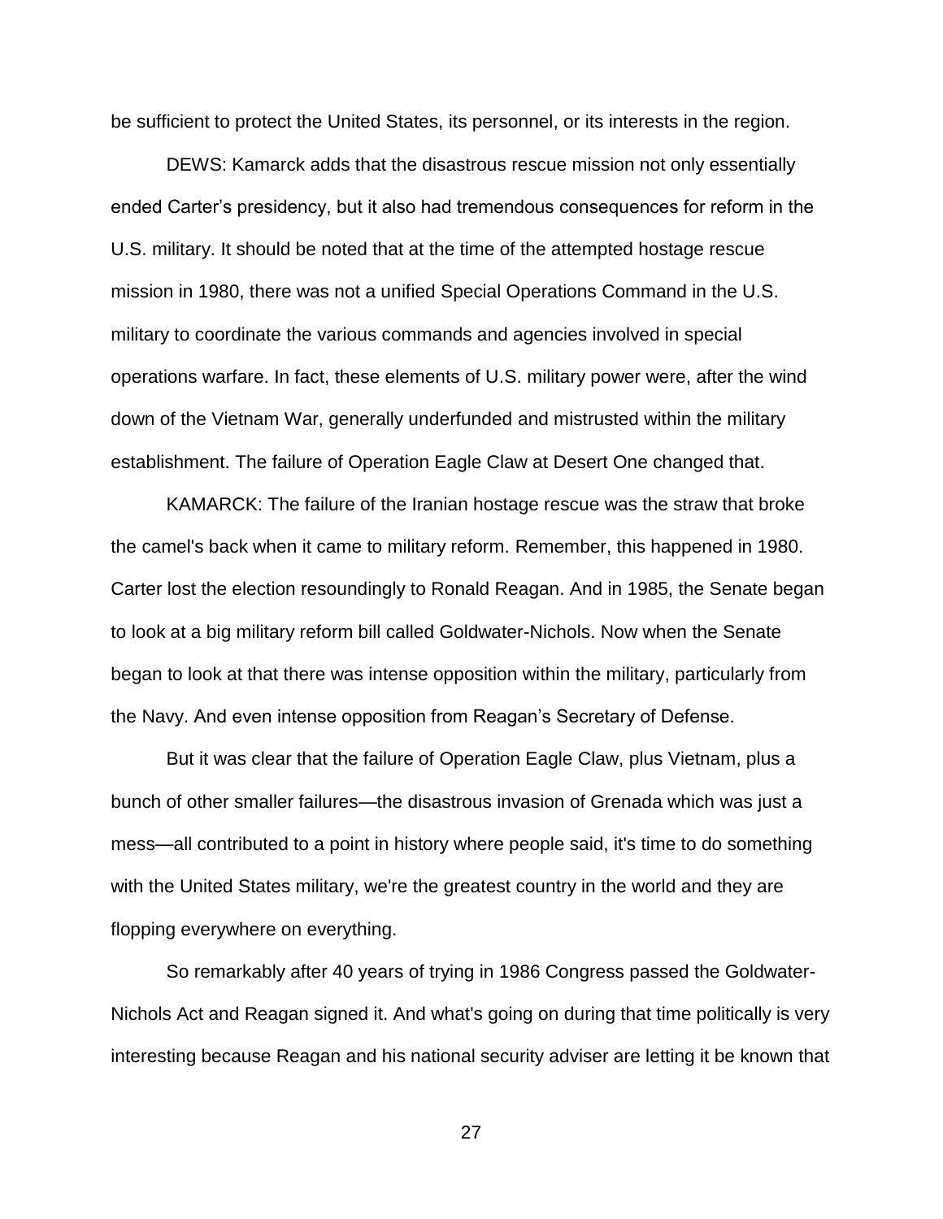be sufficient to protect the United States, its personnel, or its interests in the region.

DEWS: Kamarck adds that the disastrous rescue mission not only essentially ended Carter's presidency, but it also had tremendous consequences for reform in the U.S. military. It should be noted that at the time of the attempted hostage rescue mission in 1980, there was not a unified Special Operations Command in the U.S. military to coordinate the various commands and agencies involved in special operations warfare. In fact, these elements of U.S. military power were, after the wind down of the Vietnam War, generally underfunded and mistrusted within the military establishment. The failure of Operation Eagle Claw at Desert One changed that.

KAMARCK: The failure of the Iranian hostage rescue was the straw that broke the camel's back when it came to military reform. Remember, this happened in 1980. Carter lost the election resoundingly to Ronald Reagan. And in 1985, the Senate began to look at a big military reform bill called Goldwater-Nichols. Now when the Senate began to look at that there was intense opposition within the military, particularly from the Navy. And even intense opposition from Reagan's Secretary of Defense.

But it was clear that the failure of Operation Eagle Claw, plus Vietnam, plus a bunch of other smaller failures—the disastrous invasion of Grenada which was just a mess—all contributed to a point in history where people said, it's time to do something with the United States military, we're the greatest country in the world and they are flopping everywhere on everything.

So remarkably after 40 years of trying in 1986 Congress passed the Goldwater-Nichols Act and Reagan signed it. And what's going on during that time politically is very interesting because Reagan and his national security adviser are letting it be known that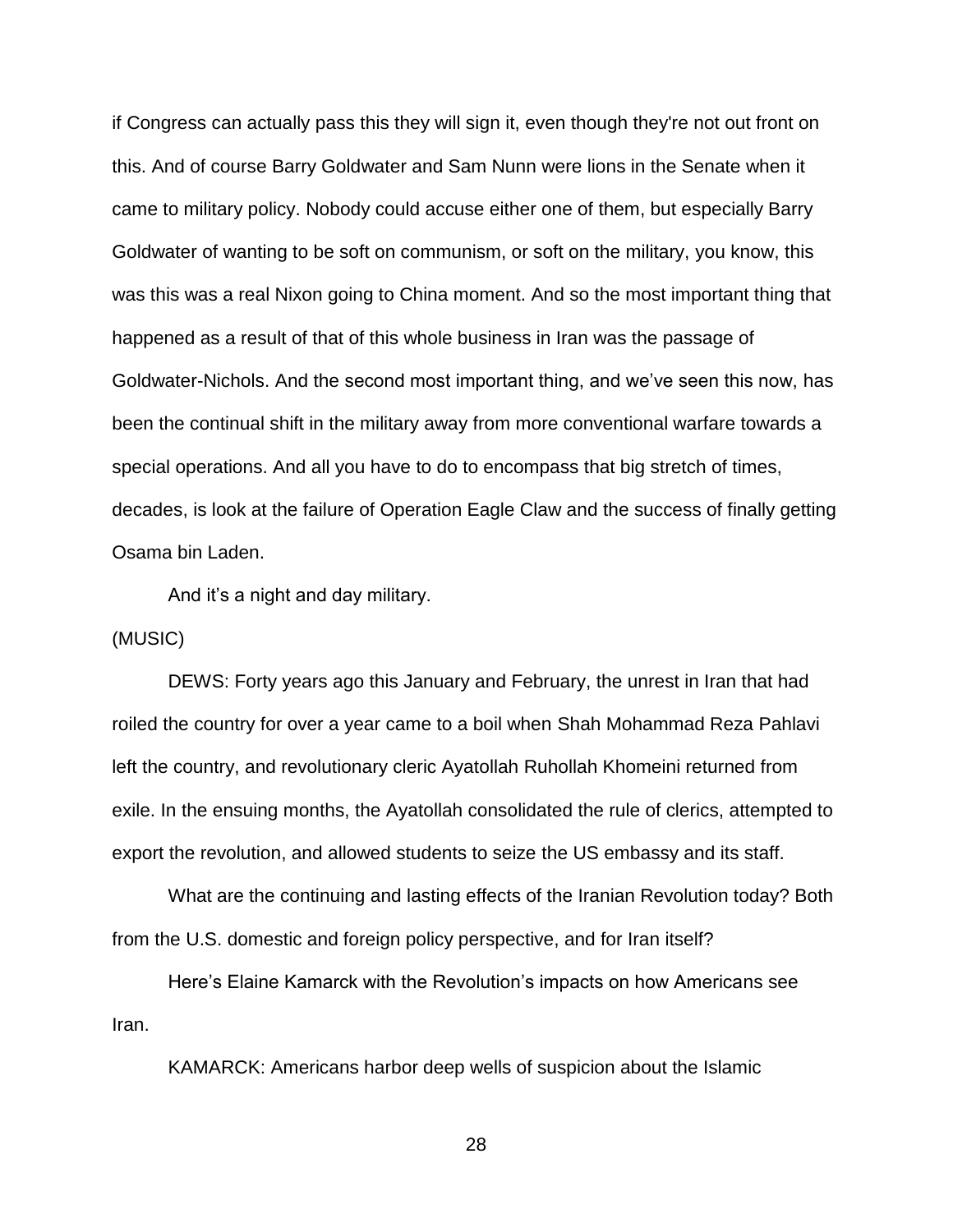if Congress can actually pass this they will sign it, even though they're not out front on this. And of course Barry Goldwater and Sam Nunn were lions in the Senate when it came to military policy. Nobody could accuse either one of them, but especially Barry Goldwater of wanting to be soft on communism, or soft on the military, you know, this was this was a real Nixon going to China moment. And so the most important thing that happened as a result of that of this whole business in Iran was the passage of Goldwater-Nichols. And the second most important thing, and we've seen this now, has been the continual shift in the military away from more conventional warfare towards a special operations. And all you have to do to encompass that big stretch of times, decades, is look at the failure of Operation Eagle Claw and the success of finally getting Osama bin Laden.

And it's a night and day military.

(MUSIC)

DEWS: Forty years ago this January and February, the unrest in Iran that had roiled the country for over a year came to a boil when Shah Mohammad Reza Pahlavi left the country, and revolutionary cleric Ayatollah Ruhollah Khomeini returned from exile. In the ensuing months, the Ayatollah consolidated the rule of clerics, attempted to export the revolution, and allowed students to seize the US embassy and its staff.

What are the continuing and lasting effects of the Iranian Revolution today? Both from the U.S. domestic and foreign policy perspective, and for Iran itself?

Here's Elaine Kamarck with the Revolution's impacts on how Americans see Iran.

KAMARCK: Americans harbor deep wells of suspicion about the Islamic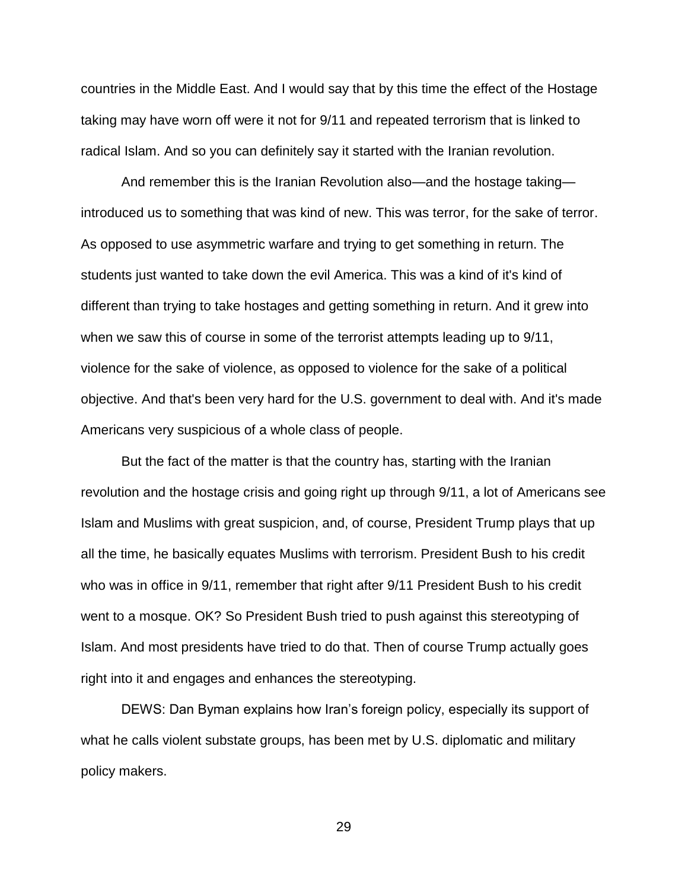countries in the Middle East. And I would say that by this time the effect of the Hostage taking may have worn off were it not for 9/11 and repeated terrorism that is linked to radical Islam. And so you can definitely say it started with the Iranian revolution.

And remember this is the Iranian Revolution also—and the hostage taking—introduced us to something that was kind of new. This was terror, for the sake of terror. As opposed to use asymmetric warfare and trying to get something in return. The students just wanted to take down the evil America. This was a kind of it's kind of different than trying to take hostages and getting something in return. And it grew into when we saw this of course in some of the terrorist attempts leading up to 9/11, violence for the sake of violence, as opposed to violence for the sake of a political objective. And that's been very hard for the U.S. government to deal with. And it's made Americans very suspicious of a whole class of people.

But the fact of the matter is that the country has, starting with the Iranian revolution and the hostage crisis and going right up through 9/11, a lot of Americans see Islam and Muslims with great suspicion, and, of course, President Trump plays that up all the time, he basically equates Muslims with terrorism. President Bush to his credit who was in office in 9/11, remember that right after 9/11 President Bush to his credit went to a mosque. OK? So President Bush tried to push against this stereotyping of Islam. And most presidents have tried to do that. Then of course Trump actually goes right into it and engages and enhances the stereotyping.

DEWS: Dan Byman explains how Iran's foreign policy, especially its support of what he calls violent substate groups, has been met by U.S. diplomatic and military policy makers.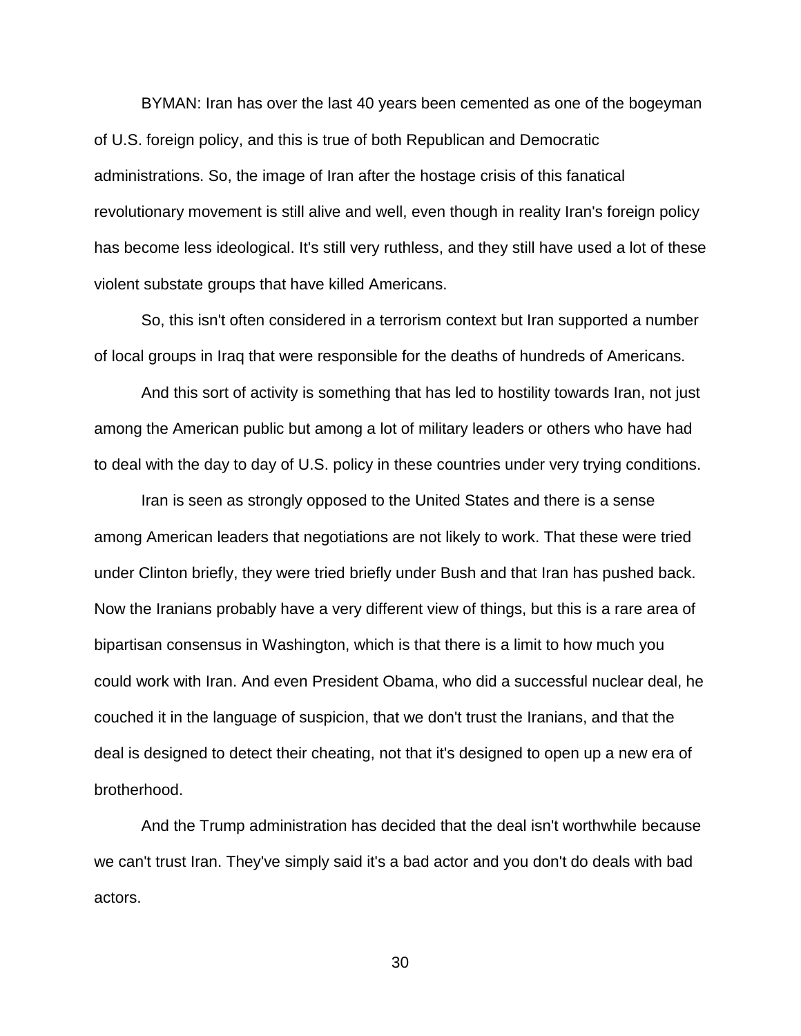BYMAN: Iran has over the last 40 years been cemented as one of the bogeyman of U.S. foreign policy, and this is true of both Republican and Democratic administrations. So, the image of Iran after the hostage crisis of this fanatical revolutionary movement is still alive and well, even though in reality Iran's foreign policy has become less ideological. It's still very ruthless, and they still have used a lot of these violent substate groups that have killed Americans.

So, this isn't often considered in a terrorism context but Iran supported a number of local groups in Iraq that were responsible for the deaths of hundreds of Americans.

And this sort of activity is something that has led to hostility towards Iran, not just among the American public but among a lot of military leaders or others who have had to deal with the day to day of U.S. policy in these countries under very trying conditions.

Iran is seen as strongly opposed to the United States and there is a sense among American leaders that negotiations are not likely to work. That these were tried under Clinton briefly, they were tried briefly under Bush and that Iran has pushed back. Now the Iranians probably have a very different view of things, but this is a rare area of bipartisan consensus in Washington, which is that there is a limit to how much you could work with Iran. And even President Obama, who did a successful nuclear deal, he couched it in the language of suspicion, that we don't trust the Iranians, and that the deal is designed to detect their cheating, not that it's designed to open up a new era of brotherhood.

And the Trump administration has decided that the deal isn't worthwhile because we can't trust Iran. They've simply said it's a bad actor and you don't do deals with bad actors.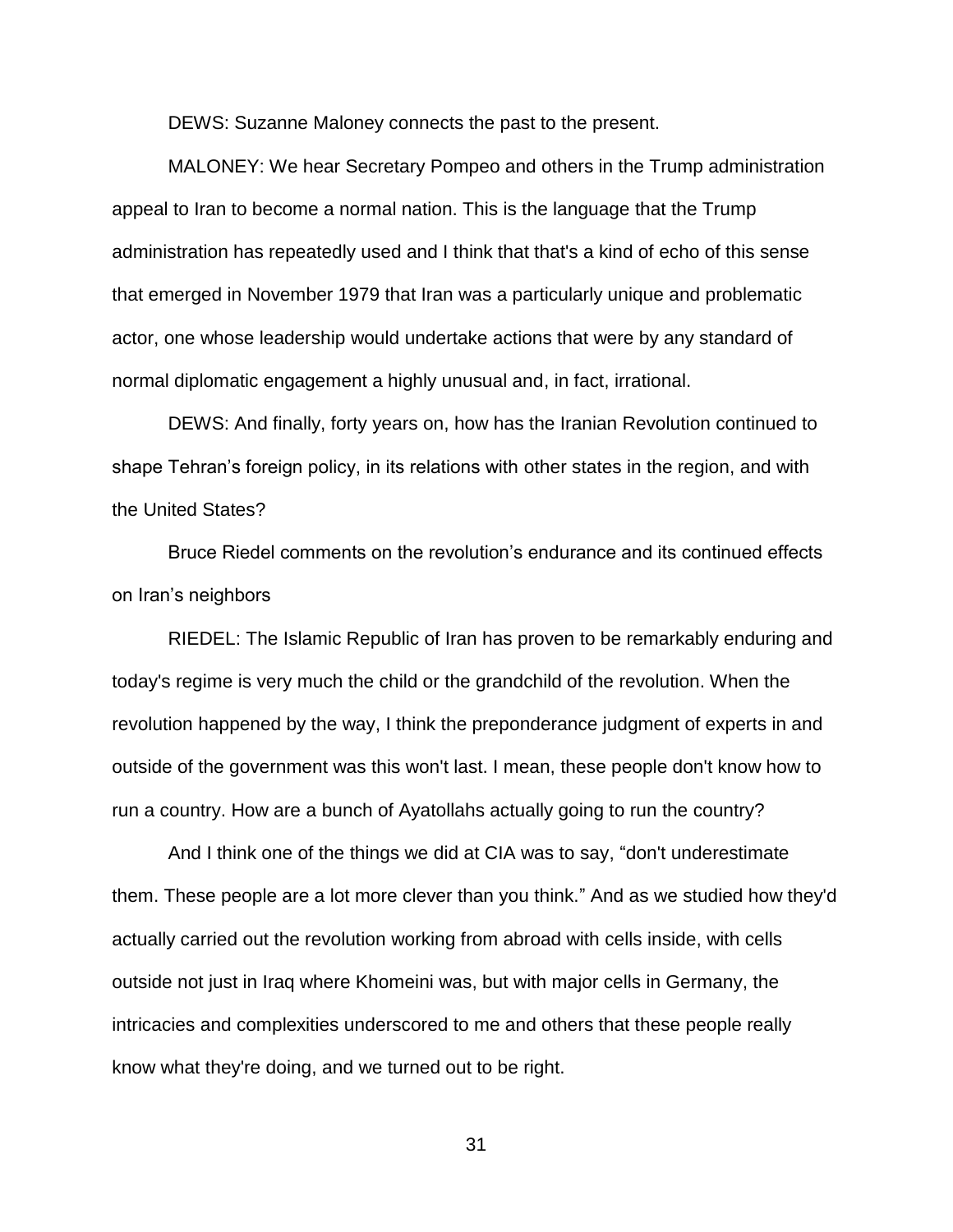DEWS: Suzanne Maloney connects the past to the present.

MALONEY: We hear Secretary Pompeo and others in the Trump administration appeal to Iran to become a normal nation. This is the language that the Trump administration has repeatedly used and I think that that's a kind of echo of this sense that emerged in November 1979 that Iran was a particularly unique and problematic actor, one whose leadership would undertake actions that were by any standard of normal diplomatic engagement a highly unusual and, in fact, irrational.

DEWS: And finally, forty years on, how has the Iranian Revolution continued to shape Tehran's foreign policy, in its relations with other states in the region, and with the United States?

Bruce Riedel comments on the revolution's endurance and its continued effects on Iran's neighbors

RIEDEL: The Islamic Republic of Iran has proven to be remarkably enduring and today's regime is very much the child or the grandchild of the revolution. When the revolution happened by the way, I think the preponderance judgment of experts in and outside of the government was this won't last. I mean, these people don't know how to run a country. How are a bunch of Ayatollahs actually going to run the country?

And I think one of the things we did at CIA was to say, "don't underestimate them. These people are a lot more clever than you think." And as we studied how they'd actually carried out the revolution working from abroad with cells inside, with cells outside not just in Iraq where Khomeini was, but with major cells in Germany, the intricacies and complexities underscored to me and others that these people really know what they're doing, and we turned out to be right.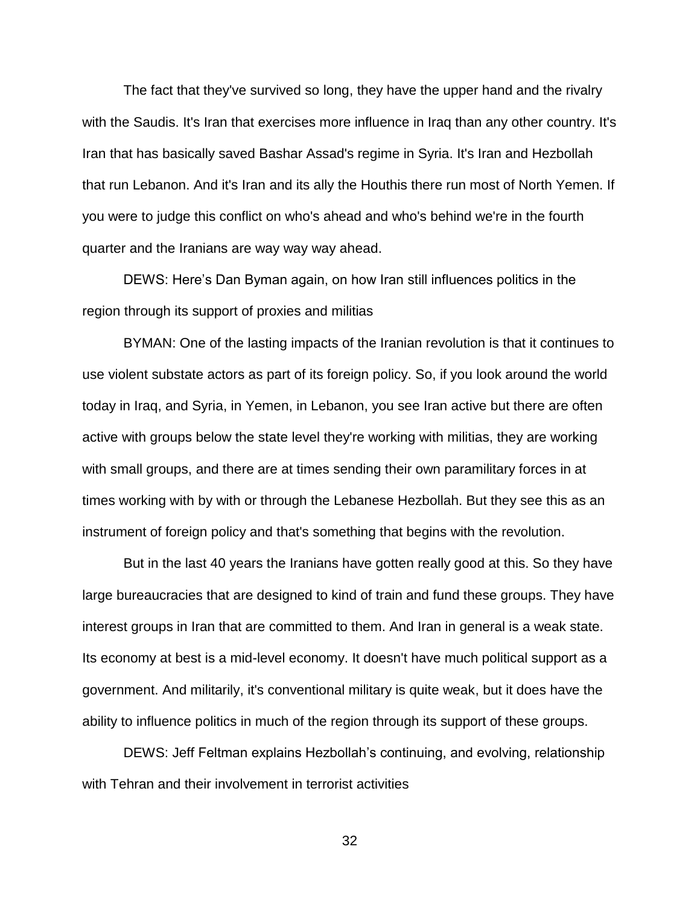The fact that they've survived so long, they have the upper hand and the rivalry with the Saudis. It's Iran that exercises more influence in Iraq than any other country. It's Iran that has basically saved Bashar Assad's regime in Syria. It's Iran and Hezbollah that run Lebanon. And it's Iran and its ally the Houthis there run most of North Yemen. If you were to judge this conflict on who's ahead and who's behind we're in the fourth quarter and the Iranians are way way way ahead.

DEWS: Here's Dan Byman again, on how Iran still influences politics in the region through its support of proxies and militias

BYMAN: One of the lasting impacts of the Iranian revolution is that it continues to use violent substate actors as part of its foreign policy. So, if you look around the world today in Iraq, and Syria, in Yemen, in Lebanon, you see Iran active but there are often active with groups below the state level they're working with militias, they are working with small groups, and there are at times sending their own paramilitary forces in at times working with by with or through the Lebanese Hezbollah. But they see this as an instrument of foreign policy and that's something that begins with the revolution.

But in the last 40 years the Iranians have gotten really good at this. So they have large bureaucracies that are designed to kind of train and fund these groups. They have interest groups in Iran that are committed to them. And Iran in general is a weak state. Its economy at best is a mid-level economy. It doesn't have much political support as a government. And militarily, it's conventional military is quite weak, but it does have the ability to influence politics in much of the region through its support of these groups.

DEWS: Jeff Feltman explains Hezbollah's continuing, and evolving, relationship with Tehran and their involvement in terrorist activities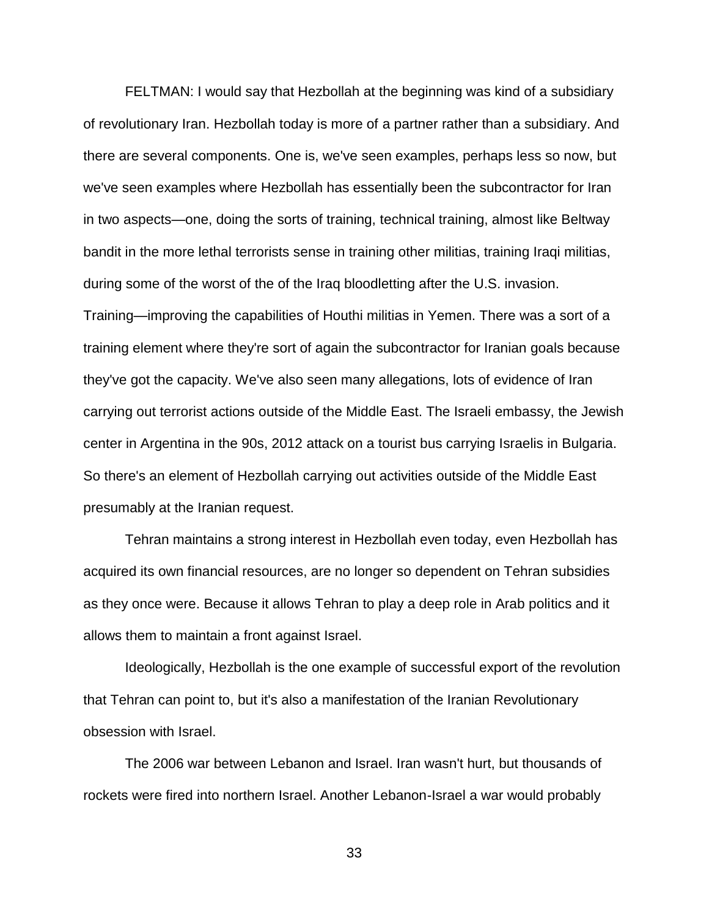FELTMAN: I would say that Hezbollah at the beginning was kind of a subsidiary of revolutionary Iran. Hezbollah today is more of a partner rather than a subsidiary. And there are several components. One is, we've seen examples, perhaps less so now, but we've seen examples where Hezbollah has essentially been the subcontractor for Iran in two aspects—one, doing the sorts of training, technical training, almost like Beltway bandit in the more lethal terrorists sense in training other militias, training Iraqi militias, during some of the worst of the of the Iraq bloodletting after the U.S. invasion. Training—improving the capabilities of Houthi militias in Yemen. There was a sort of a training element where they're sort of again the subcontractor for Iranian goals because they've got the capacity. We've also seen many allegations, lots of evidence of Iran carrying out terrorist actions outside of the Middle East. The Israeli embassy, the Jewish center in Argentina in the 90s, 2012 attack on a tourist bus carrying Israelis in Bulgaria. So there's an element of Hezbollah carrying out activities outside of the Middle East presumably at the Iranian request.

Tehran maintains a strong interest in Hezbollah even today, even Hezbollah has acquired its own financial resources, are no longer so dependent on Tehran subsidies as they once were. Because it allows Tehran to play a deep role in Arab politics and it allows them to maintain a front against Israel.

Ideologically, Hezbollah is the one example of successful export of the revolution that Tehran can point to, but it's also a manifestation of the Iranian Revolutionary obsession with Israel.

The 2006 war between Lebanon and Israel. Iran wasn't hurt, but thousands of rockets were fired into northern Israel. Another Lebanon-Israel a war would probably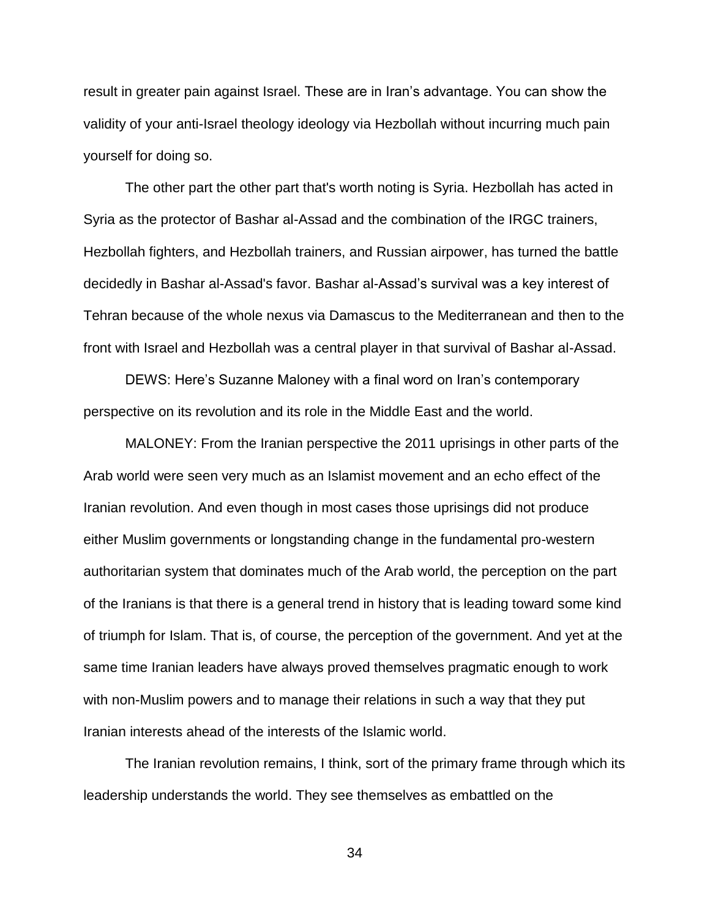result in greater pain against Israel. These are in Iran's advantage. You can show the validity of your anti-Israel theology ideology via Hezbollah without incurring much pain yourself for doing so.

The other part the other part that's worth noting is Syria. Hezbollah has acted in Syria as the protector of Bashar al-Assad and the combination of the IRGC trainers, Hezbollah fighters, and Hezbollah trainers, and Russian airpower, has turned the battle decidedly in Bashar al-Assad's favor. Bashar al-Assad's survival was a key interest of Tehran because of the whole nexus via Damascus to the Mediterranean and then to the front with Israel and Hezbollah was a central player in that survival of Bashar al-Assad.

DEWS: Here's Suzanne Maloney with a final word on Iran's contemporary perspective on its revolution and its role in the Middle East and the world.

MALONEY: From the Iranian perspective the 2011 uprisings in other parts of the Arab world were seen very much as an Islamist movement and an echo effect of the Iranian revolution. And even though in most cases those uprisings did not produce either Muslim governments or longstanding change in the fundamental pro-western authoritarian system that dominates much of the Arab world, the perception on the part of the Iranians is that there is a general trend in history that is leading toward some kind of triumph for Islam. That is, of course, the perception of the government. And yet at the same time Iranian leaders have always proved themselves pragmatic enough to work with non-Muslim powers and to manage their relations in such a way that they put Iranian interests ahead of the interests of the Islamic world.

The Iranian revolution remains, I think, sort of the primary frame through which its leadership understands the world. They see themselves as embattled on the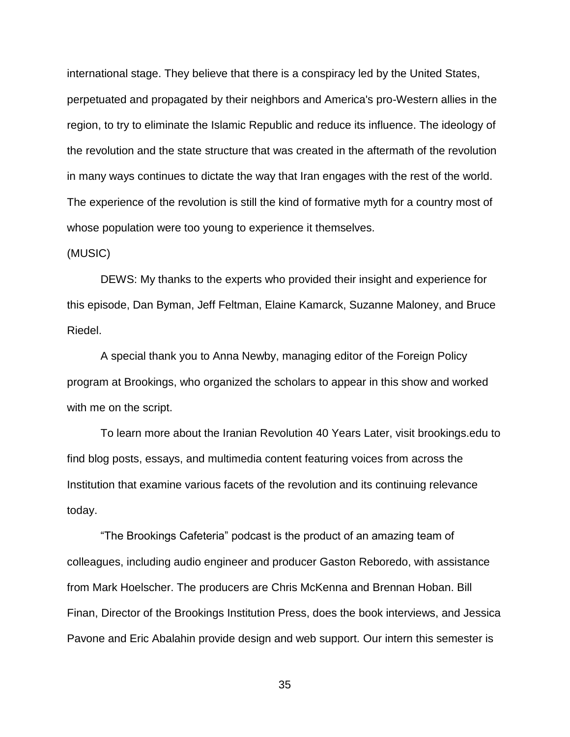international stage. They believe that there is a conspiracy led by the United States, perpetuated and propagated by their neighbors and America's pro-Western allies in the region, to try to eliminate the Islamic Republic and reduce its influence. The ideology of the revolution and the state structure that was created in the aftermath of the revolution in many ways continues to dictate the way that Iran engages with the rest of the world. The experience of the revolution is still the kind of formative myth for a country most of whose population were too young to experience it themselves.

(MUSIC)

DEWS: My thanks to the experts who provided their insight and experience for this episode, Dan Byman, Jeff Feltman, Elaine Kamarck, Suzanne Maloney, and Bruce Riedel.

A special thank you to Anna Newby, managing editor of the Foreign Policy program at Brookings, who organized the scholars to appear in this show and worked with me on the script.

To learn more about the Iranian Revolution 40 Years Later, visit brookings.edu to find blog posts, essays, and multimedia content featuring voices from across the Institution that examine various facets of the revolution and its continuing relevance today.

"The Brookings Cafeteria" podcast is the product of an amazing team of colleagues, including audio engineer and producer Gaston Reboredo, with assistance from Mark Hoelscher. The producers are Chris McKenna and Brennan Hoban. Bill Finan, Director of the Brookings Institution Press, does the book interviews, and Jessica Pavone and Eric Abalahin provide design and web support. Our intern this semester is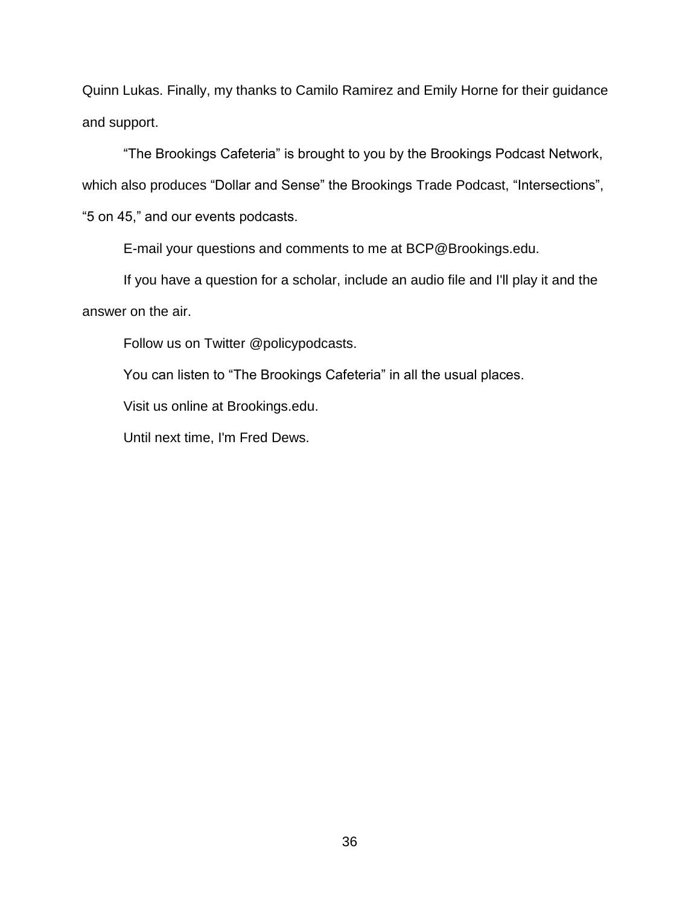Quinn Lukas. Finally, my thanks to Camilo Ramirez and Emily Horne for their guidance and support.

"The Brookings Cafeteria" is brought to you by the Brookings Podcast Network, which also produces "Dollar and Sense" the Brookings Trade Podcast, "Intersections", "5 on 45," and our events podcasts.

E-mail your questions and comments to me at BCP@Brookings.edu.

If you have a question for a scholar, include an audio file and I'll play it and the answer on the air.

Follow us on Twitter @policypodcasts.

You can listen to "The Brookings Cafeteria" in all the usual places.

Visit us online at Brookings.edu.

Until next time, I'm Fred Dews.